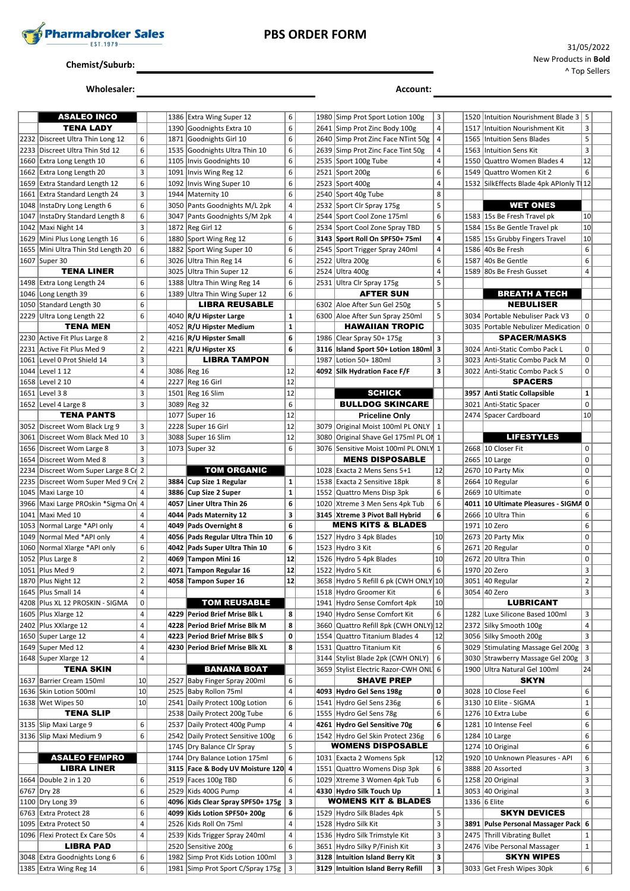# PBS ORDER FORM

Pharmabroker Sales EST.1979

31/05/2022

New Products in **Bold**

^ Top Sellers

Chemist/Suburb: ____________________

Wholesaler: ____________________ Account: ____________________

| Code | Product | Qty | Order |
|---|---|---|---|
| | **ASALEO INCO** | | |
| | **TENA LADY** | | |
| 2232 | Discreet Ultra Thin Long 12 | 6 | |
| 2233 | Discreet Ultra Thin Std 12 | 6 | |
| 1660 | Extra Long Length 10 | 6 | |
| 1662 | Extra Long Length 20 | 3 | |
| 1659 | Extra Standard Length 12 | 6 | |
| 1661 | Extra Standard Length 24 | 3 | |
| 1048 | InstaDry Long Length 6 | 6 | |
| 1047 | InstaDry Standard Length 8 | 6 | |
| 1042 | Maxi Night 14 | 3 | |
| 1629 | Mini Plus Long Length 16 | 6 | |
| 1655 | Mini Ultra Thin Std Length 20 | 6 | |
| 1607 | Super 30 | 6 | |
| | **TENA LINER** | | |
| 1498 | Extra Long Length 24 | 6 | |
| 1046 | Long Length 39 | 6 | |
| 1050 | Standard Length 30 | 6 | |
| 2229 | Ultra Long Length 22 | 6 | |
| | **TENA MEN** | | |
| 2230 | Active Fit Plus Large 8 | 2 | |
| 2231 | Active Fit Plus Med 9 | 2 | |
| 1061 | Level 0 Prot Shield 14 | 3 | |
| 1044 | Level 1 12 | 4 | |
| 1658 | Level 2 10 | 4 | |
| 1651 | Level 3 8 | 3 | |
| 1652 | Level 4 Large 8 | 3 | |
| | **TENA PANTS** | | |
| 3052 | Discreet Wom Black Lrg 9 | 3 | |
| 3061 | Discreet Wom Black Med 10 | 3 | |
| 1656 | Discreet Wom Large 8 | 3 | |
| 1654 | Discreet Wom Med 8 | 3 | |
| 2234 | Discreet Wom Super Large 8 Cr | 2 | |
| 2235 | Discreet Wom Super Med 9 Cre | 2 | |
| 1045 | Maxi Large 10 | 4 | |
| 3966 | Maxi Large PROskin *Sigma On | 4 | |
| 1041 | Maxi Med 10 | 4 | |
| 1053 | Normal Large *API only | 4 | |
| 1049 | Normal Med *API only | 4 | |
| 1060 | Normal Xlarge *API only | 6 | |
| 1052 | Plus Large 8 | 2 | |
| 1051 | Plus Med 9 | 2 | |
| 1870 | Plus Night 12 | 2 | |
| 1645 | Plus Small 14 | 4 | |
| 4208 | Plus XL 12 PROSKIN - SIGMA | 0 | |
| 1605 | Plus Xlarge 12 | 4 | |
| 2402 | Plus XXlarge 12 | 4 | |
| 1650 | Super Large 12 | 4 | |
| 1649 | Super Med 12 | 4 | |
| 1648 | Super Xlarge 12 | 4 | |
| | **TENA SKIN** | | |
| 1637 | Barrier Cream 150ml | 10 | |
| 1636 | Skin Lotion 500ml | 10 | |
| 1638 | Wet Wipes 50 | 10 | |
| | **TENA SLIP** | | |
| 3135 | Slip Maxi Large 9 | 6 | |
| 3136 | Slip Maxi Medium 9 | 6 | |
| | **ASALEO FEMPRO** | | |
| | **LIBRA LINER** | | |
| 1664 | Double 2 in 1 20 | 6 | |
| 6767 | Dry 28 | 6 | |
| 1100 | Dry Long 39 | 6 | |
| 6763 | Extra Protect 28 | 6 | |
| 1095 | Extra Protect 50 | 4 | |
| 1096 | Flexi Protect Ex Care 50s | 4 | |
| | **LIBRA PAD** | | |
| 3048 | Extra Goodnights Long 6 | 6 | |
| 1385 | Extra Wing Reg 14 | 6 | |
| 1386 | Extra Wing Super 12 | 6 | |
| 1390 | Goodnights Extra 10 | 6 | |
| 1871 | Goodnights Girl 10 | 6 | |
| 1535 | Goodnights Ultra Thin 10 | 6 | |
| 1105 | Invis Goodnights 10 | 6 | |
| 1091 | Invis Wing Reg 12 | 6 | |
| 1092 | Invis Wing Super 10 | 6 | |
| 1944 | Maternity 10 | 6 | |
| 3050 | Pants Goodnights M/L 2pk | 4 | |
| 3047 | Pants Goodnights S/M 2pk | 4 | |
| 1872 | Reg Girl 12 | 6 | |
| 1880 | Sport Wing Reg 12 | 6 | |
| 1882 | Sport Wing Super 10 | 6 | |
| 3026 | Ultra Thin Reg 14 | 6 | |
| 3025 | Ultra Thin Super 12 | 6 | |
| 1388 | Ultra Thin Wing Reg 14 | 6 | |
| 1389 | Ultra Thin Wing Super 12 | 6 | |
| | **LIBRA REUSABLE** | | |
| **4040** | **R/U Hipster Large** | **1** | |
| **4052** | **R/U Hipster Medium** | **1** | |
| **4216** | **R/U Hipster Small** | **6** | |
| **4221** | **R/U Hipster XS** | **6** | |
| | **LIBRA TAMPON** | | |
| 3086 | Reg 16 | 12 | |
| 2227 | Reg 16 Girl | 12 | |
| 1501 | Reg 16 Slim | 12 | |
| 3089 | Reg 32 | 6 | |
| 1077 | Super 16 | 12 | |
| 2228 | Super 16 Girl | 12 | |
| 3088 | Super 16 Slim | 12 | |
| 1073 | Super 32 | 6 | |
| | **TOM ORGANIC** | | |
| **3884** | **Cup Size 1 Regular** | **1** | |
| **3886** | **Cup Size 2 Super** | **1** | |
| **4057** | **Liner Ultra Thin 26** | **6** | |
| **4044** | **Pads Maternity 12** | **3** | |
| **4049** | **Pads Overnight 8** | **6** | |
| **4056** | **Pads Regular Ultra Thin 10** | **6** | |
| **4042** | **Pads Super Ultra Thin 10** | **6** | |
| **4069** | **Tampon Mini 16** | **12** | |
| **4071** | **Tampon Regular 16** | **12** | |
| **4058** | **Tampon Super 16** | **12** | |
| | **TOM REUSABLE** | | |
| **4229** | **Period Brief Mrise Blk L** | **8** | |
| **4228** | **Period Brief Mrise Blk M** | **8** | |
| **4223** | **Period Brief Mrise Blk S** | **0** | |
| **4230** | **Period Brief Mrise Blk XL** | **8** | |
| | **BANANA BOAT** | | |
| 2527 | Baby Finger Spray 200ml | 6 | |
| 2525 | Baby Rollon 75ml | 4 | |
| 2541 | Daily Protect 100g Lotion | 6 | |
| 2538 | Daily Protect 200g Tube | 6 | |
| 2537 | Daily Protect 400g Pump | 4 | |
| 2542 | Daily Protect Sensitive 100g | 6 | |
| 1745 | Dry Balance Clr Spray | 5 | |
| 1744 | Dry Balance Lotion 175ml | 6 | |
| **3115** | **Face & Body UV Moisture 120** | **4** | |
| 2519 | Faces 100g TBD | 6 | |
| 2529 | Kids 400G Pump | 4 | |
| **4096** | **Kids Clear Spray SPF50+ 175g** | **3** | |
| **4099** | **Kids Lotion SPF50+ 200g** | **6** | |
| 2526 | Kids Roll On 75ml | 4 | |
| 2539 | Kids Trigger Spray 240ml | 4 | |
| 2520 | Sensitive 200g | 6 | |
| 1982 | Simp Prot Kids Lotion 100ml | 3 | |
| 1981 | Simp Prot Sport C/Spray 175g | 3 | |
| 1980 | Simp Prot Sport Lotion 100g | 3 | |
| 2641 | Simp Prot Zinc Body 100g | 4 | |
| 2640 | Simp Prot Zinc Face NTint 50g | 4 | |
| 2639 | Simp Prot Zinc Face Tint 50g | 4 | |
| 2535 | Sport 100g Tube | 4 | |
| 2521 | Sport 200g | 6 | |
| 2523 | Sport 400g | 4 | |
| 2540 | Sport 40g Tube | 8 | |
| 2532 | Sport Clr Spray 175g | 5 | |
| 2544 | Sport Cool Zone 175ml | 6 | |
| 2534 | Sport Cool Zone Spray TBD | 5 | |
| **3143** | **Sport Roll On SPF50+ 75ml** | **4** | |
| 2545 | Sport Trigger Spray 240ml | 4 | |
| 2522 | Ultra 200g | 6 | |
| 2524 | Ultra 400g | 4 | |
| 2531 | Ultra Clr Spray 175g | 5 | |
| | **AFTER SUN** | | |
| 6302 | Aloe After Sun Gel 250g | 5 | |
| 6300 | Aloe After Sun Spray 250ml | 5 | |
| | **HAWAIIAN TROPIC** | | |
| 1986 | Clear Spray 50+ 175g | 3 | |
| **3116** | **Island Sport 50+ Lotion 180ml** | **3** | |
| 1987 | Lotion 50+ 180ml | 3 | |
| **4092** | **Silk Hydration Face F/F** | **3** | |
| | **SCHICK** | | |
| | **BULLDOG SKINCARE** | | |
| | **Priceline Only** | | |
| 3079 | Original Moist 100ml PL ONLY | 1 | |
| 3080 | Original Shave Gel 175ml PL ON | 1 | |
| 3076 | Sensitive Moist 100ml PL ONLY | 1 | |
| | **MENS DISPOSABLE** | | |
| 1028 | Exacta 2 Mens Sens 5+1 | 12 | |
| 1538 | Exacta 2 Sensitive 18pk | 8 | |
| 1552 | Quattro Mens Disp 3pk | 6 | |
| 1020 | Xtreme 3 Men Sens 4pk Tub | 6 | |
| **3145** | **Xtreme 3 Pivot Ball Hybrid** | **6** | |
| | **MENS KITS & BLADES** | | |
| 1527 | Hydro 3 4pk Blades | 10 | |
| 1523 | Hydro 3 Kit | 6 | |
| 1526 | Hydro 5 4pk Blades | 10 | |
| 1522 | Hydro 5 Kit | 6 | |
| 3658 | Hydro 5 Refill 6 pk (CWH ONLY | 10 | |
| 1518 | Hydro Groomer Kit | 6 | |
| 1941 | Hydro Sense Comfort 4pk | 10 | |
| 1940 | Hydro Sense Comfort Kit | 6 | |
| 3660 | Quattro Refill 8pk (CWH ONLY) | 12 | |
| 1554 | Quattro Titanium Blades 4 | 12 | |
| 1531 | Quattro Titanium Kit | 6 | |
| 3144 | Stylist Blade 2pk (CWH ONLY) | 6 | |
| 3659 | Stylist Electric Razor-CWH ONL | 6 | |
| | **SHAVE PREP** | | |
| **4093** | **Hydro Gel Sens 198g** | **0** | |
| 1541 | Hydro Gel Sens 236g | 6 | |
| 1555 | Hydro Gel Sens 78g | 6 | |
| **4261** | **Hydro Gel Sensitive 70g** | **6** | |
| 1542 | Hydro Gel Skin Protect 236g | 6 | |
| | **WOMENS DISPOSABLE** | | |
| 1031 | Exacta 2 Womens 5pk | 12 | |
| 1551 | Quattro Womens Disp 3pk | 6 | |
| 1029 | Xtreme 3 Women 4pk Tub | 6 | |
| **4330** | **Hydro Silk Touch Up** | **1** | |
| | **WOMENS KITS & BLADES** | | |
| 1529 | Hydro Silk Blades 4pk | 5 | |
| 1528 | Hydro Silk Kit | 3 | |
| 1536 | Hydro Silk Trimstyle Kit | 3 | |
| 3651 | Hydro Silky P/Finish Kit | 3 | |
| **3128** | **Intuition Island Berry Kit** | **3** | |
| **3129** | **Intuition Island Berry Refill** | **3** | |
| 1520 | Intuition Nourishment Blade 3 | 5 | |
| 1517 | Intuition Nourishment Kit | 3 | |
| 1565 | Intuition Sens Blades | 5 | |
| 1563 | Intuition Sens Kit | 3 | |
| 1550 | Quattro Women Blades 4 | 12 | |
| 1549 | Quattro Women Kit 2 | 6 | |
| 1532 | SilkEffects Blade 4pk APIonly T | 12 | |
| | **WET ONES** | | |
| 1583 | 15s Be Fresh Travel pk | 10 | |
| 1584 | 15s Be Gentle Travel pk | 10 | |
| 1585 | 15s Grubby Fingers Travel | 10 | |
| 1586 | 40s Be Fresh | 6 | |
| 1587 | 40s Be Gentle | 6 | |
| 1589 | 80s Be Fresh Gusset | 4 | |
| | **BREATH A TECH** | | |
| | **NEBULISER** | | |
| 3034 | Portable Nebuliser Pack V3 | 0 | |
| 3035 | Portable Nebulizer Medication | 0 | |
| | **SPACER/MASKS** | | |
| 3024 | Anti-Static Combo Pack L | 0 | |
| 3023 | Anti-Static Combo Pack M | 0 | |
| 3022 | Anti-Static Combo Pack S | 0 | |
| | **SPACERS** | | |
| **3957** | **Anti Static Collapsible** | **1** | |
| 3021 | Anti-Static Spacer | 0 | |
| 2474 | Spacer Cardboard | 10 | |
| | **LIFESTYLES** | | |
| 2668 | 10 Closer Fit | 0 | |
| 2665 | 10 Large | 0 | |
| 2670 | 10 Party Mix | 0 | |
| 2664 | 10 Regular | 6 | |
| 2669 | 10 Ultimate | 0 | |
| **4011** | **10 Ultimate Pleasures - SIGMA** | **0** | |
| 2666 | 10 Ultra Thin | 6 | |
| 1971 | 10 Zero | 6 | |
| 2673 | 20 Party Mix | 0 | |
| 2671 | 20 Regular | 0 | |
| 2672 | 20 Ultra Thin | 0 | |
| 1970 | 20 Zero | 3 | |
| 3051 | 40 Regular | 2 | |
| 3054 | 40 Zero | 3 | |
| | **LUBRICANT** | | |
| 1282 | Luxe Silicone Based 100ml | 3 | |
| 2372 | Silky Smooth 100g | 4 | |
| 3056 | Silky Smooth 200g | 3 | |
| 3029 | Stimulating Massage Gel 200g | 3 | |
| 3030 | Strawberry Massage Gel 200g | 3 | |
| 1900 | Ultra Natural Gel 100ml | 24 | |
| | **SKYN** | | |
| 3028 | 10 Close Feel | 6 | |
| 3130 | 10 Elite - SIGMA | 1 | |
| 1276 | 10 Extra Lube | 6 | |
| 1281 | 10 Intense Feel | 6 | |
| 1284 | 10 Large | 6 | |
| 1274 | 10 Original | 6 | |
| 1920 | 10 Unknown Pleasures - API | 6 | |
| 3888 | 20 Assorted | 3 | |
| 1258 | 20 Original | 3 | |
| 3053 | 40 Original | 3 | |
| 1336 | 6 Elite | 6 | |
| | **SKYN DEVICES** | | |
| **3891** | **Pulse Personal Massager Pack** | **6** | |
| 2475 | Thrill Vibrating Bullet | 1 | |
| 2476 | Vibe Personal Massager | 1 | |
| | **SKYN WIPES** | | |
| 3033 | Get Fresh Wipes 30pk | 6 | |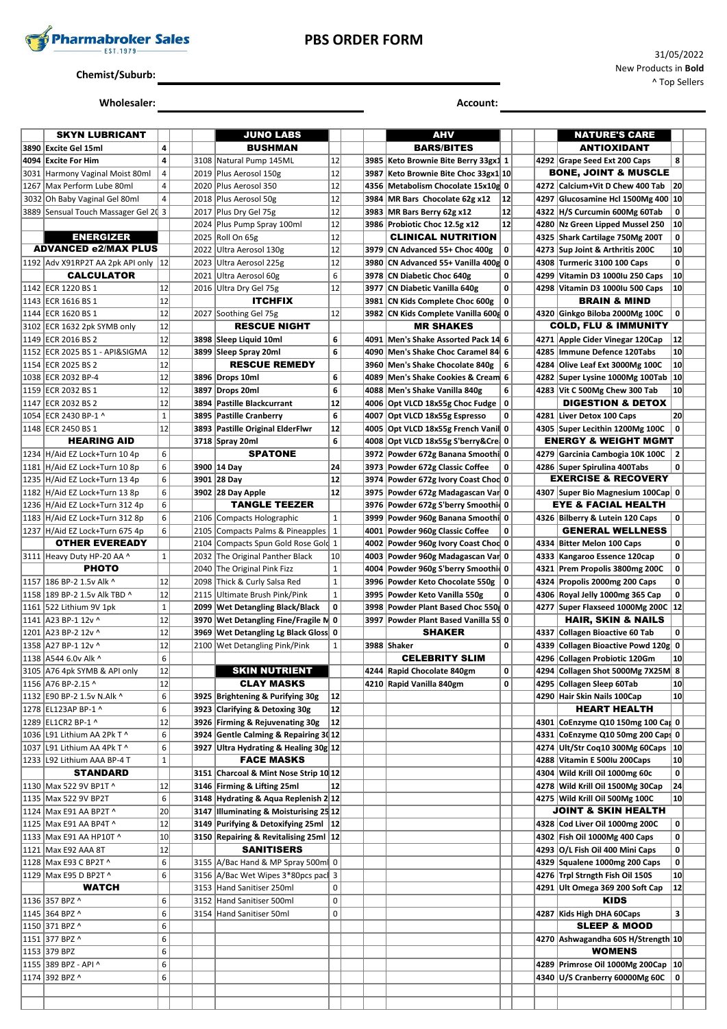# PBS ORDER FORM

Pharmabroker Sales EST.1979

31/05/2022
New Products in **Bold**
^ Top Sellers

Chemist/Suburb: ____________________

Wholesaler: ____________________ Account: ____________________

| Code | SKYN LUBRICANT | Qty | Order | Code | JUNO LABS | Qty | Order | Code | AHV | Qty | Order | Code | NATURE'S CARE | Qty | Order |
|---|---|---|---|---|---|---|---|---|---|---|---|---|---|---|---|
| **3890** | **Excite Gel 15ml** | 4 | | | **BUSHMAN** | | | | **BARS/BITES** | | | | **ANTIOXIDANT** | | |
| **4094** | **Excite For Him** | 4 | | 3108 | Natural Pump 145ML | 12 | | **3985** | **Keto Brownie Bite Berry 33gx1** | 1 | | **4292** | **Grape Seed Ext 200 Caps** | 8 | |
| 3031 | Harmony Vaginal Moist 80ml | 4 | | 2019 | Plus Aerosol 150g | 12 | | **3987** | **Keto Brownie Bite Choc 33gx1** | 10 | | | **BONE, JOINT & MUSCLE** | | |
| 1267 | Max Perform Lube 80ml | 4 | | 2020 | Plus Aerosol 350 | 12 | | **4356** | **Metabolism Chocolate 15x10g** | 0 | | **4272** | **Calcium+Vit D Chew 400 Tab** | 20 | |
| 3032 | Oh Baby Vaginal Gel 80ml | 4 | | 2018 | Plus Aerosol 50g | 12 | | **3984** | **MR Bars Chocolate 62g x12** | 12 | | **4297** | **Glucosamine Hcl 1500Mg 400** | 10 | |
| 3889 | Sensual Touch Massager Gel 20 | 3 | | 2017 | Plus Dry Gel 75g | 12 | | **3983** | **MR Bars Berry 62g x12** | 12 | | **4322** | **H/S Curcumin 600Mg 60Tab** | 0 | |
| | | | | 2024 | Plus Pump Spray 100ml | 12 | | **3986** | **Probiotic Choc 12.5g x12** | 12 | | **4280** | **Nz Green Lipped Mussel 250** | 10 | |
| | **ENERGIZER** | | | 2025 | Roll On 65g | 12 | | | **CLINICAL NUTRITION** | | | **4325** | **Shark Cartilage 750Mg 200T** | 0 | |
| | **ADVANCED e2/MAX PLUS** | | | 2022 | Ultra Aerosol 130g | 12 | | **3979** | **CN Advanced 55+ Choc 400g** | 0 | | **4273** | **Sup Joint & Arthritis 200C** | 10 | |
| 1192 | Adv X91RP2T AA 2pk API only | 12 | | 2023 | Ultra Aerosol 225g | 12 | | **3980** | **CN Advanced 55+ Vanilla 400g** | 0 | | **4308** | **Turmeric 3100 100 Caps** | 0 | |
| | **CALCULATOR** | | | 2021 | Ultra Aerosol 60g | 6 | | **3978** | **CN Diabetic Choc 640g** | 0 | | **4299** | **Vitamin D3 1000Iu 250 Caps** | 10 | |
| 1142 | ECR 1220 BS 1 | 12 | | 2016 | Ultra Dry Gel 75g | 12 | | **3977** | **CN Diabetic Vanilla 640g** | 0 | | **4298** | **Vitamin D3 1000Iu 500 Caps** | 10 | |
| 1143 | ECR 1616 BS 1 | 12 | | | **ITCHFIX** | | | **3981** | **CN Kids Complete Choc 600g** | 0 | | | **BRAIN & MIND** | | |
| 1144 | ECR 1620 BS 1 | 12 | | 2027 | Soothing Gel 75g | 12 | | **3982** | **CN Kids Complete Vanilla 600g** | 0 | | **4320** | **Ginkgo Biloba 2000Mg 100C** | 0 | |
| 3102 | ECR 1632 2pk SYMB only | 12 | | | **RESCUE NIGHT** | | | | **MR SHAKES** | | | | **COLD, FLU & IMMUNITY** | | |
| 1149 | ECR 2016 BS 2 | 12 | | **3898** | **Sleep Liquid 10ml** | 6 | | **4091** | **Men's Shake Assorted Pack 14** | 6 | | **4271** | **Apple Cider Vinegar 120Cap** | 12 | |
| 1152 | ECR 2025 BS 1 - API&SIGMA | 12 | | **3899** | **Sleep Spray 20ml** | 6 | | **4090** | **Men's Shake Choc Caramel 84** | 6 | | **4285** | **Immune Defence 120Tabs** | 10 | |
| 1154 | ECR 2025 BS 2 | 12 | | | **RESCUE REMEDY** | | | **3960** | **Men's Shake Chocolate 840g** | 6 | | **4284** | **Olive Leaf Ext 3000Mg 100C** | 10 | |
| 1038 | ECR 2032 BP-4 | 12 | | **3896** | **Drops 10ml** | 6 | | **4089** | **Men's Shake Cookies & Cream** | 6 | | **4282** | **Super Lysine 1000Mg 100Tab** | 10 | |
| 1159 | ECR 2032 BS 1 | 12 | | **3897** | **Drops 20ml** | 6 | | **4088** | **Men's Shake Vanilla 840g** | 6 | | **4283** | **Vit C 500Mg Chew 300 Tab** | 10 | |
| 1147 | ECR 2032 BS 2 | 12 | | **3894** | **Pastille Blackcurrant** | 12 | | **4006** | **Opt VLCD 18x55g Choc Fudge** | 0 | | | **DIGESTION & DETOX** | | |
| 1054 | ECR 2430 BP-1 ^ | 1 | | **3895** | **Pastille Cranberry** | 6 | | **4007** | **Opt VLCD 18x55g Espresso** | 0 | | **4281** | **Liver Detox 100 Caps** | 20 | |
| 1148 | ECR 2450 BS 1 | 12 | | **3893** | **Pastille Original ElderFlwr** | 12 | | **4005** | **Opt VLCD 18x55g French Vanil** | 0 | | **4305** | **Super Lecithin 1200Mg 100C** | 0 | |
| | **HEARING AID** | | | **3718** | **Spray 20ml** | 6 | | **4008** | **Opt VLCD 18x55g S'berry&Cre** | 0 | | | **ENERGY & WEIGHT MGMT** | | |
| 1234 | H/Aid EZ Lock+Turn 10 4p | 6 | | | **SPATONE** | | | **3972** | **Powder 672g Banana Smoothi** | 0 | | **4279** | **Garcinia Cambogia 10K 100C** | 2 | |
| 1181 | H/Aid EZ Lock+Turn 10 8p | 6 | | **3900** | **14 Day** | 24 | | **3973** | **Powder 672g Classic Coffee** | 0 | | **4286** | **Super Spirulina 400Tabs** | 0 | |
| 1235 | H/Aid EZ Lock+Turn 13 4p | 6 | | **3901** | **28 Day** | 12 | | **3974** | **Powder 672g Ivory Coast Choc** | 0 | | | **EXERCISE & RECOVERY** | | |
| 1182 | H/Aid EZ Lock+Turn 13 8p | 6 | | **3902** | **28 Day Apple** | 12 | | **3975** | **Powder 672g Madagascan Var** | 0 | | **4307** | **Super Bio Magnesium 100Cap** | 0 | |
| 1236 | H/Aid EZ Lock+Turn 312 4p | 6 | | | **TANGLE TEEZER** | | | **3976** | **Powder 672g S'berry Smoothi** | 0 | | | **EYE & FACIAL HEALTH** | | |
| 1183 | H/Aid EZ Lock+Turn 312 8p | 6 | | 2106 | Compacts Holographic | 1 | | **3999** | **Powder 960g Banana Smoothi** | 0 | | **4326** | **Bilberry & Lutein 120 Caps** | 0 | |
| 1237 | H/Aid EZ Lock+Turn 675 4p | 6 | | 2105 | Compacts Palms & Pineapples | 1 | | **4001** | **Powder 960g Classic Coffee** | 0 | | | **GENERAL WELLNESS** | | |
| | **OTHER EVEREADY** | | | 2104 | Compacts Spun Gold Rose Gold | 1 | | **4002** | **Powder 960g Ivory Coast Choc** | 0 | | **4334** | **Bitter Melon 100 Caps** | 0 | |
| 3111 | Heavy Duty HP-20 AA ^ | 1 | | 2032 | The Original Panther Black | 10 | | **4003** | **Powder 960g Madagascan Var** | 0 | | **4333** | **Kangaroo Essence 120cap** | 0 | |
| | **PHOTO** | | | 2040 | The Original Pink Fizz | 1 | | **4004** | **Powder 960g S'berry Smoothi** | 0 | | **4321** | **Prem Propolis 3800mg 200C** | 0 | |
| 1157 | 186 BP-2 1.5v Alk ^ | 12 | | 2098 | Thick & Curly Salsa Red | 1 | | **3996** | **Powder Keto Chocolate 550g** | 0 | | **4324** | **Propolis 2000mg 200 Caps** | 0 | |
| 1158 | 189 BP-2 1.5v Alk TBD ^ | 12 | | 2115 | Ultimate Brush Pink/Pink | 1 | | **3995** | **Powder Keto Vanilla 550g** | 0 | | **4306** | **Royal Jelly 1000mg 365 Cap** | 0 | |
| 1161 | 522 Lithium 9V 1pk | 1 | | **2099** | **Wet Detangling Black/Black** | 0 | | **3998** | **Powder Plant Based Choc 550g** | 0 | | **4277** | **Super Flaxseed 1000Mg 200C** | 12 | |
| 1141 | A23 BP-1 12v ^ | 12 | | **3970** | **Wet Detangling Fine/Fragile M** | 0 | | **3997** | **Powder Plant Based Vanilla 55** | 0 | | | **HAIR, SKIN & NAILS** | | |
| 1201 | A23 BP-2 12v ^ | 12 | | **3969** | **Wet Detangling Lg Black Gloss** | 0 | | | **SHAKER** | | | **4337** | **Collagen Bioactive 60 Tab** | 0 | |
| 1358 | A27 BP-1 12v ^ | 12 | | 2100 | Wet Detangling Pink/Pink | 1 | | **3988** | **Shaker** | 0 | | **4339** | **Collagen Bioactive Powd 120g** | 0 | |
| 1138 | A544 6.0v Alk ^ | 6 | | | | | | | **CELEBRITY SLIM** | | | **4296** | **Collagen Probiotic 120Gm** | 10 | |
| 3105 | A76 4pk SYMB & API only | 12 | | | **SKIN NUTRIENT** | | | **4244** | **Rapid Chocolate 840gm** | 0 | | **4294** | **Collagen Shot 5000Mg 7X25M** | 8 | |
| 1156 | A76 BP-2.15 ^ | 12 | | | **CLAY MASKS** | | | **4210** | **Rapid Vanilla 840gm** | 0 | | **4295** | **Collagen Sleep 60Tab** | 10 | |
| 1132 | E90 BP-2 1.5v N.Alk ^ | 6 | | **3925** | **Brightening & Purifying 30g** | 12 | | | | | | **4290** | **Hair Skin Nails 100Cap** | 10 | |
| 1278 | EL123AP BP-1 ^ | 6 | | **3923** | **Clarifying & Detoxing 30g** | 12 | | | | | | | **HEART HEALTH** | | |
| 1289 | EL1CR2 BP-1 ^ | 12 | | **3926** | **Firming & Rejuvenating 30g** | 12 | | | | | | **4301** | **CoEnzyme Q10 150mg 100 Cap** | 0 | |
| 1036 | L91 Lithium AA 2Pk T ^ | 6 | | **3924** | **Gentle Calming & Repairing 30** | 12 | | | | | | **4331** | **CoEnzyme Q10 50mg 200 Caps** | 0 | |
| 1037 | L91 Lithium AA 4Pk T ^ | 6 | | **3927** | **Ultra Hydrating & Healing 30g** | 12 | | | | | | **4274** | **Ult/Str Coq10 300Mg 60Caps** | 10 | |
| 1233 | L92 Lithium AAA BP-4 T | 1 | | | **FACE MASKS** | | | | | | | **4288** | **Vitamin E 500Iu 200Caps** | 10 | |
| | **STANDARD** | | | **3151** | **Charcoal & Mint Nose Strip 10** | 12 | | | | | | **4304** | **Wild Krill Oil 1000mg 60c** | 0 | |
| 1130 | Max 522 9V BP1T ^ | 12 | | **3146** | **Firming & Lifting 25ml** | 12 | | | | | | **4278** | **Wild Krill Oil 1500Mg 30Cap** | 24 | |
| 1135 | Max 522 9V BP2T | 6 | | **3148** | **Hydrating & Aqua Replenish 2** | 12 | | | | | | **4275** | **Wild Krill Oil 500Mg 100C** | 10 | |
| 1124 | Max E91 AA BP2T ^ | 20 | | **3147** | **Illuminating & Moisturising 25** | 12 | | | | | | | **JOINT & SKIN HEALTH** | | |
| 1125 | Max E91 AA BP4T ^ | 12 | | **3149** | **Purifying & Detoxifying 25ml** | 12 | | | | | | **4328** | **Cod Liver Oil 1000mg 200C** | 0 | |
| 1133 | Max E91 AA HP10T ^ | 10 | | **3150** | **Repairing & Revitalising 25ml** | 12 | | | | | | **4302** | **Fish Oil 1000Mg 400 Caps** | 0 | |
| 1121 | Max E92 AAA 8T | 12 | | | **SANITISERS** | | | | | | | **4293** | **O/L Fish Oil 400 Mini Caps** | 0 | |
| 1128 | Max E93 C BP2T ^ | 6 | | 3155 | A/Bac Hand & MP Spray 500ml | 0 | | | | | | **4329** | **Squalene 1000mg 200 Caps** | 0 | |
| 1129 | Max E95 D BP2T ^ | 6 | | 3156 | A/Bac Wet Wipes 3*80pcs pack | 3 | | | | | | **4276** | **Trpl Strngth Fish Oil 150S** | 10 | |
| | **WATCH** | | | 3153 | Hand Sanitiser 250ml | 0 | | | | | | **4291** | **Ult Omega 369 200 Soft Cap** | 12 | |
| 1136 | 357 BPZ ^ | 6 | | 3152 | Hand Sanitiser 500ml | 0 | | | | | | | **KIDS** | | |
| 1145 | 364 BPZ ^ | 6 | | 3154 | Hand Sanitiser 50ml | 0 | | | | | | **4287** | **Kids High DHA 60Caps** | 3 | |
| 1150 | 371 BPZ ^ | 6 | | | | | | | | | | | **SLEEP & MOOD** | | |
| 1151 | 377 BPZ ^ | 6 | | | | | | | | | | **4270** | **Ashwagandha 60S H/Strength** | 10 | |
| 1153 | 379 BPZ | 6 | | | | | | | | | | | **WOMENS** | | |
| 1155 | 389 BPZ - API ^ | 6 | | | | | | | | | | **4289** | **Primrose Oil 1000Mg 200Cap** | 10 | |
| 1174 | 392 BPZ ^ | 6 | | | | | | | | | | **4340** | **U/S Cranberry 60000Mg 60C** | 0 | |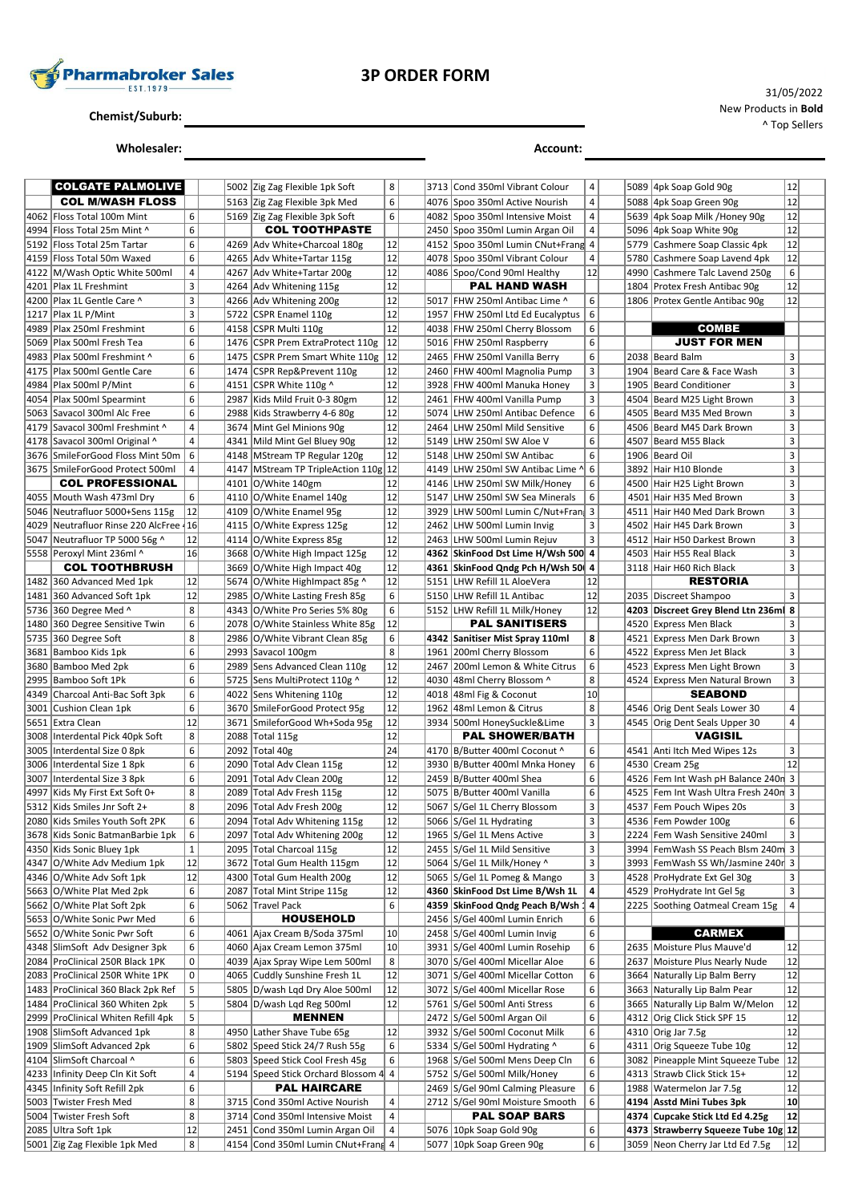# 3P ORDER FORM

Pharmabroker Sales EST.1979

31/05/2022
New Products in **Bold**
^ Top Sellers

Chemist/Suburb:

Wholesaler: Account:

| Code | Product | Qty | Code | Product | Qty | Code | Product | Qty | Code | Product | Qty |
|---|---|---|---|---|---|---|---|---|---|---|---|
| | **COLGATE PALMOLIVE** | | 5002 | Zig Zag Flexible 1pk Soft | 8 | 3713 | Cond 350ml Vibrant Colour | 4 | 5089 | 4pk Soap Gold 90g | 12 |
| | **COL M/WASH FLOSS** | | 5163 | Zig Zag Flexible 3pk Med | 6 | 4076 | Spoo 350ml Active Nourish | 4 | 5088 | 4pk Soap Green 90g | 12 |
| 4062 | Floss Total 100m Mint | 6 | 5169 | Zig Zag Flexible 3pk Soft | 6 | 4082 | Spoo 350ml Intensive Moist | 4 | 5639 | 4pk Soap Milk /Honey 90g | 12 |
| 4994 | Floss Total 25m Mint ^ | 6 | | **COL TOOTHPASTE** | | 2450 | Spoo 350ml Lumin Argan Oil | 4 | 5096 | 4pk Soap White 90g | 12 |
| 5192 | Floss Total 25m Tartar | 6 | 4269 | Adv White+Charcoal 180g | 12 | 4152 | Spoo 350ml Lumin CNut+Frang | 4 | 5779 | Cashmere Soap Classic 4pk | 12 |
| 4159 | Floss Total 50m Waxed | 6 | 4265 | Adv White+Tartar 115g | 12 | 4078 | Spoo 350ml Vibrant Colour | 4 | 5780 | Cashmere Soap Lavend 4pk | 12 |
| 4122 | M/Wash Optic White 500ml | 4 | 4267 | Adv White+Tartar 200g | 12 | 4086 | Spoo/Cond 90ml Healthy | 12 | 4990 | Cashmere Talc Lavend 250g | 6 |
| 4201 | Plax 1L Freshmint | 3 | 4264 | Adv Whitening 115g | 12 | | **PAL HAND WASH** | | 1804 | Protex Fresh Antibac 90g | 12 |
| 4200 | Plax 1L Gentle Care ^ | 3 | 4266 | Adv Whitening 200g | 12 | 5017 | FHW 250ml Antibac Lime ^ | 6 | 1806 | Protex Gentle Antibac 90g | 12 |
| 1217 | Plax 1L P/Mint | 3 | 5722 | CSPR Enamel 110g | 12 | 1957 | FHW 250ml Ltd Ed Eucalyptus | 6 | | | |
| 4989 | Plax 250ml Freshmint | 6 | 4158 | CSPR Multi 110g | 12 | 4038 | FHW 250ml Cherry Blossom | 6 | | **COMBE** | |
| 5069 | Plax 500ml Fresh Tea | 6 | 1476 | CSPR Prem ExtraProtect 110g | 12 | 5016 | FHW 250ml Raspberry | 6 | | **JUST FOR MEN** | |
| 4983 | Plax 500ml Freshmint ^ | 6 | 1475 | CSPR Prem Smart White 110g | 12 | 2465 | FHW 250ml Vanilla Berry | 6 | 2038 | Beard Balm | 3 |
| 4175 | Plax 500ml Gentle Care | 6 | 1474 | CSPR Rep&Prevent 110g | 12 | 2460 | FHW 400ml Magnolia Pump | 3 | 1904 | Beard Care & Face Wash | 3 |
| 4984 | Plax 500ml P/Mint | 6 | 4151 | CSPR White 110g ^ | 12 | 3928 | FHW 400ml Manuka Honey | 3 | 1905 | Beard Conditioner | 3 |
| 4054 | Plax 500ml Spearmint | 6 | 2987 | Kids Mild Fruit 0-3 80gm | 12 | 2461 | FHW 400ml Vanilla Pump | 3 | 4504 | Beard M25 Light Brown | 3 |
| 5063 | Savacol 300ml Alc Free | 6 | 2988 | Kids Strawberry 4-6 80g | 12 | 5074 | LHW 250ml Antibac Defence | 6 | 4505 | Beard M35 Med Brown | 3 |
| 4179 | Savacol 300ml Freshmint ^ | 4 | 3674 | Mint Gel Minions 90g | 12 | 2464 | LHW 250ml Mild Sensitive | 6 | 4506 | Beard M45 Dark Brown | 3 |
| 4178 | Savacol 300ml Original ^ | 4 | 4341 | Mild Mint Gel Bluey 90g | 12 | 5149 | LHW 250ml SW Aloe V | 6 | 4507 | Beard M55 Black | 3 |
| 3676 | SmileForGood Floss Mint 50m | 6 | 4148 | MStream TP Regular 120g | 12 | 5148 | LHW 250ml SW Antibac | 6 | 1906 | Beard Oil | 3 |
| 3675 | SmileForGood Protect 500ml | 4 | 4147 | MStream TP TripleAction 110g | 12 | 4149 | LHW 250ml SW Antibac Lime ^ | 6 | 3892 | Hair H10 Blonde | 3 |
| | **COL PROFESSIONAL** | | 4101 | O/White 140gm | 12 | 4146 | LHW 250ml SW Milk/Honey | 6 | 4500 | Hair H25 Light Brown | 3 |
| 4055 | Mouth Wash 473ml Dry | 6 | 4110 | O/White Enamel 140g | 12 | 5147 | LHW 250ml SW Sea Minerals | 6 | 4501 | Hair H35 Med Brown | 3 |
| 5046 | Neutrafluor 5000+Sens 115g | 12 | 4109 | O/White Enamel 95g | 12 | 3929 | LHW 500ml Lumin C/Nut+Fran | 3 | 4511 | Hair H40 Med Dark Brown | 3 |
| 4029 | Neutrafluor Rinse 220 AlcFree | 16 | 4115 | O/White Express 125g | 12 | 2462 | LHW 500ml Lumin Invig | 3 | 4502 | Hair H45 Dark Brown | 3 |
| 5047 | Neutrafluor TP 5000 56g ^ | 12 | 4114 | O/White Express 85g | 12 | 2463 | LHW 500ml Lumin Rejuv | 3 | 4512 | Hair H50 Darkest Brown | 3 |
| 5558 | Peroxyl Mint 236ml ^ | 16 | 3668 | O/White High Impact 125g | 12 | **4362** | **SkinFood Dst Lime H/Wsh 500** | **4** | 4503 | Hair H55 Real Black | 3 |
| | **COL TOOTHBRUSH** | | 3669 | O/White High Impact 40g | 12 | **4361** | **SkinFood Qndg Pch H/Wsh 500** | **4** | 3118 | Hair H60 Rich Black | 3 |
| 1482 | 360 Advanced Med 1pk | 12 | 5674 | O/White HighImpact 85g ^ | 12 | 5151 | LHW Refill 1L AloeVera | 12 | | **RESTORIA** | |
| 1481 | 360 Advanced Soft 1pk | 12 | 2985 | O/White Lasting Fresh 85g | 6 | 5150 | LHW Refill 1L Antibac | 12 | 2035 | Discreet Shampoo | 3 |
| 5736 | 360 Degree Med ^ | 8 | 4343 | O/White Pro Series 5% 80g | 6 | 5152 | LHW Refill 1L Milk/Honey | 12 | **4203** | **Discreet Grey Blend Ltn 236ml** | **8** |
| 1480 | 360 Degree Sensitive Twin | 6 | 2078 | O/White Stainless White 85g | 12 | | **PAL SANITISERS** | | 4520 | Express Men Black | 3 |
| 5735 | 360 Degree Soft | 8 | 2986 | O/White Vibrant Clean 85g | 6 | **4342** | **Sanitiser Mist Spray 110ml** | **8** | 4521 | Express Men Dark Brown | 3 |
| 3681 | Bamboo Kids 1pk | 6 | 2993 | Savacol 100gm | 8 | 1961 | 200ml Cherry Blossom | 6 | 4522 | Express Men Jet Black | 3 |
| 3680 | Bamboo Med 2pk | 6 | 2989 | Sens Advanced Clean 110g | 12 | 2467 | 200ml Lemon & White Citrus | 6 | 4523 | Express Men Light Brown | 3 |
| 2995 | Bamboo Soft 1Pk | 6 | 5725 | Sens MultiProtect 110g ^ | 12 | 4030 | 48ml Cherry Blossom ^ | 8 | 4524 | Express Men Natural Brown | 3 |
| 4349 | Charcoal Anti-Bac Soft 3pk | 6 | 4022 | Sens Whitening 110g | 12 | 4018 | 48ml Fig & Coconut | 10 | | **SEABOND** | |
| 3001 | Cushion Clean 1pk | 6 | 3670 | SmileForGood Protect 95g | 12 | 1962 | 48ml Lemon & Citrus | 8 | 4546 | Orig Dent Seals Lower 30 | 4 |
| 5651 | Extra Clean | 12 | 3671 | SmileForGood Wh+Soda 95g | 12 | 3934 | 500ml HoneySuckle&Lime | 3 | 4545 | Orig Dent Seals Upper 30 | 4 |
| 3008 | Interdental Pick 40pk Soft | 8 | 2088 | Total 115g | 12 | | **PAL SHOWER/BATH** | | | **VAGISIL** | |
| 3005 | Interdental Size 0 8pk | 6 | 2092 | Total 40g | 24 | 4170 | B/Butter 400ml Coconut ^ | 6 | 4541 | Anti Itch Med Wipes 12s | 3 |
| 3006 | Interdental Size 1 8pk | 6 | 2090 | Total Adv Clean 115g | 12 | 3930 | B/Butter 400ml Mnka Honey | 6 | 4530 | Cream 25g | 12 |
| 3007 | Interdental Size 3 8pk | 6 | 2091 | Total Adv Clean 200g | 12 | 2459 | B/Butter 400ml Shea | 6 | 4526 | Fem Int Wash pH Balance 240ml | 3 |
| 4997 | Kids My First Ext Soft 0+ | 8 | 2089 | Total Adv Fresh 115g | 12 | 5075 | B/Butter 400ml Vanilla | 6 | 4525 | Fem Int Wash Ultra Fresh 240ml | 3 |
| 5312 | Kids Smiles Jnr Soft 2+ | 8 | 2096 | Total Adv Fresh 200g | 12 | 5067 | S/Gel 1L Cherry Blossom | 3 | 4537 | Fem Pouch Wipes 20s | 3 |
| 2080 | Kids Smiles Youth Soft 2PK | 6 | 2094 | Total Adv Whitening 115g | 12 | 5066 | S/Gel 1L Hydrating | 3 | 4536 | Fem Powder 100g | 6 |
| 3678 | Kids Sonic BatmanBarbie 1pk | 6 | 2097 | Total Adv Whitening 200g | 12 | 1965 | S/Gel 1L Mens Active | 3 | 2224 | Fem Wash Sensitive 240ml | 3 |
| 4350 | Kids Sonic Bluey 1pk | 1 | 2095 | Total Charcoal 115g | 12 | 2455 | S/Gel 1L Mild Sensitive | 3 | 3994 | FemWash SS Peach Blsm 240ml | 3 |
| 4347 | O/White Adv Medium 1pk | 12 | 3672 | Total Gum Health 115gm | 12 | 5064 | S/Gel 1L Milk/Honey ^ | 3 | 3993 | FemWash SS Wh/Jasmine 240ml | 3 |
| 4346 | O/White Adv Soft 1pk | 12 | 4300 | Total Gum Health 200g | 12 | 5065 | S/Gel 1L Pomeg & Mango | 3 | 4528 | ProHydrate Ext Gel 30g | 3 |
| 5663 | O/White Plat Med 2pk | 6 | 2087 | Total Mint Stripe 115g | 12 | **4360** | **SkinFood Dst Lime B/Wsh 1L** | **4** | 4529 | ProHydrate Int Gel 5g | 3 |
| 5662 | O/White Plat Soft 2pk | 6 | 5062 | Travel Pack | 6 | **4359** | **SkinFood Qndg Peach B/Wsh 1** | **4** | 2225 | Soothing Oatmeal Cream 15g | 4 |
| 5653 | O/White Sonic Pwr Med | 6 | | **HOUSEHOLD** | | 2456 | S/Gel 400ml Lumin Enrich | 6 | | | |
| 5652 | O/White Sonic Pwr Soft | 6 | 4061 | Ajax Cream B/Soda 375ml | 10 | 2458 | S/Gel 400ml Lumin Invig | 6 | | **CARMEX** | |
| 4348 | SlimSoft Adv Designer 3pk | 6 | 4060 | Ajax Cream Lemon 375ml | 10 | 3931 | S/Gel 400ml Lumin Rosehip | 6 | 2635 | Moisture Plus Mauve'd | 12 |
| 2084 | ProClinical 250R Black 1PK | 0 | 4039 | Ajax Spray Wipe Lem 500ml | 8 | 3070 | S/Gel 400ml Micellar Aloe | 6 | 2637 | Moisture Plus Nearly Nude | 12 |
| 2083 | ProClinical 250R White 1PK | 0 | 4065 | Cuddly Sunshine Fresh 1L | 12 | 3071 | S/Gel 400ml Micellar Cotton | 6 | 3664 | Naturally Lip Balm Berry | 12 |
| 1483 | ProClinical 360 Black 2pk Ref | 5 | 5805 | D/wash Lqd Dry Aloe 500ml | 12 | 3072 | S/Gel 400ml Micellar Rose | 6 | 3663 | Naturally Lip Balm Pear | 12 |
| 1484 | ProClinical 360 Whiten 2pk | 5 | 5804 | D/wash Lqd Reg 500ml | 12 | 5761 | S/Gel 500ml Anti Stress | 6 | 3665 | Naturally Lip Balm W/Melon | 12 |
| 2999 | ProClinical Whiten Refill 4pk | 5 | | **MENNEN** | | 2472 | S/Gel 500ml Argan Oil | 6 | 4312 | Orig Click Stick SPF 15 | 12 |
| 1908 | SlimSoft Advanced 1pk | 8 | 4950 | Lather Shave Tube 65g | 12 | 3932 | S/Gel 500ml Coconut Milk | 6 | 4310 | Orig Jar 7.5g | 12 |
| 1909 | SlimSoft Advanced 2pk | 6 | 5802 | Speed Stick 24/7 Rush 55g | 6 | 5334 | S/Gel 500ml Hydrating ^ | 6 | 4311 | Orig Squeeze Tube 10g | 12 |
| 4104 | SlimSoft Charcoal ^ | 6 | 5803 | Speed Stick Cool Fresh 45g | 6 | 1968 | S/Gel 500ml Mens Deep Cln | 6 | 3082 | Pineapple Mint Squeeze Tube | 12 |
| 4233 | Infinity Deep Cln Kit Soft | 4 | 5194 | Speed Stick Orchard Blossom 4 | 4 | 5752 | S/Gel 500ml Milk/Honey | 6 | 4313 | Strawb Click Stick 15+ | 12 |
| 4345 | Infinity Soft Refill 2pk | 6 | | **PAL HAIRCARE** | | 2469 | S/Gel 90ml Calming Pleasure | 6 | 1988 | Watermelon Jar 7.5g | 12 |
| 5003 | Twister Fresh Med | 8 | 3715 | Cond 350ml Active Nourish | 4 | 2712 | S/Gel 90ml Moisture Smooth | 6 | **4194** | **Asstd Mini Tubes 3pk** | **10** |
| 5004 | Twister Fresh Soft | 8 | 3714 | Cond 350ml Intensive Moist | 4 | | **PAL SOAP BARS** | | **4374** | **Cupcake Stick Ltd Ed 4.25g** | **12** |
| 2085 | Ultra Soft 1pk | 12 | 2451 | Cond 350ml Lumin Argan Oil | 4 | 5076 | 10pk Soap Gold 90g | 6 | **4373** | **Strawberry Squeeze Tube 10g** | **12** |
| 5001 | Zig Zag Flexible 1pk Med | 8 | 4154 | Cond 350ml Lumin CNut+Frang | 4 | 5077 | 10pk Soap Green 90g | 6 | 3059 | Neon Cherry Jar Ltd Ed 7.5g | 12 |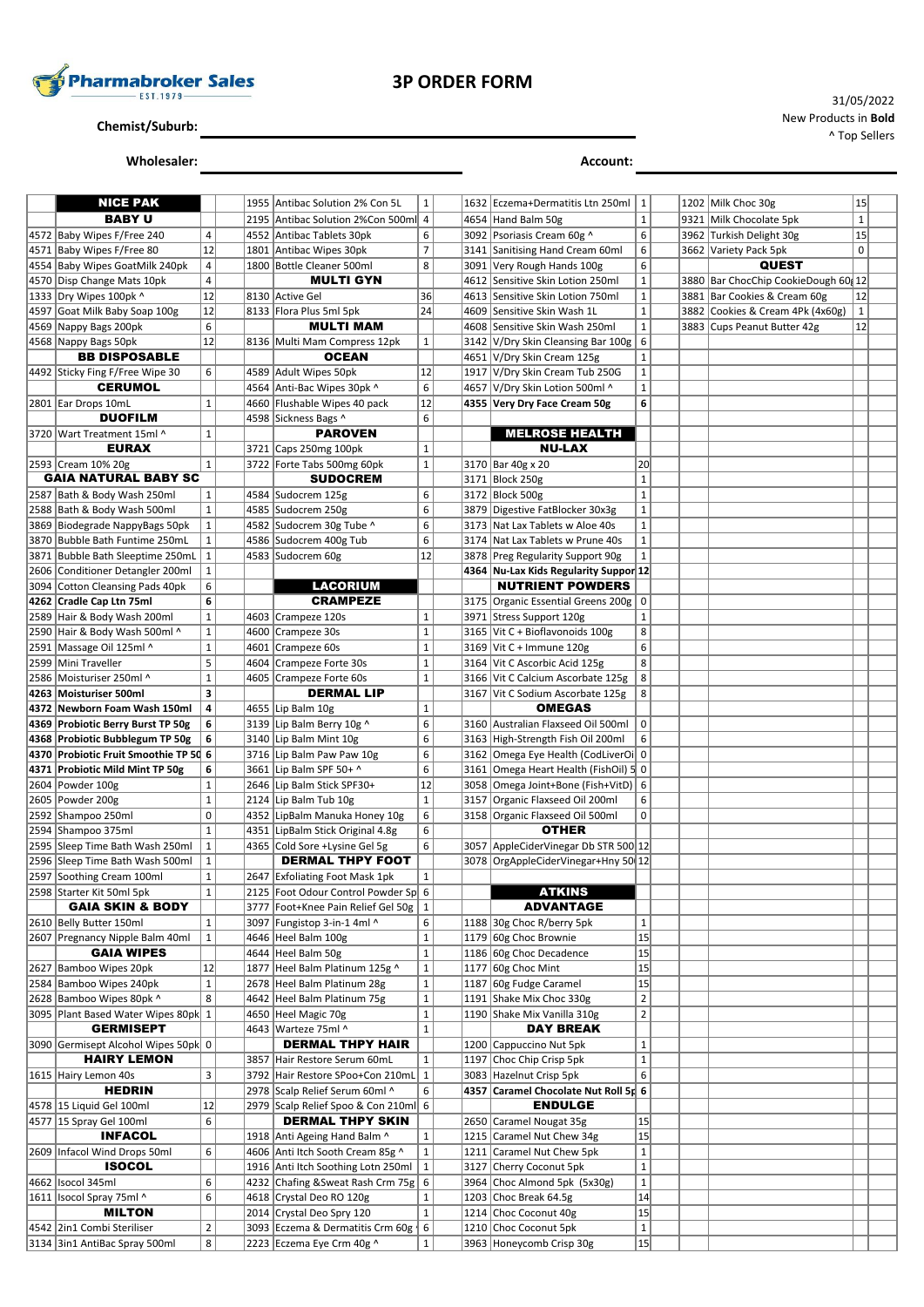# 3P ORDER FORM

31/05/2022
New Products in **Bold**
^ Top Sellers

**Chemist/Suburb:** ______________________

**Wholesaler:** ______________________ **Account:** ______________________

| Code | Product | Qty | | Code | Product | Qty | | Code | Product | Qty | | Code | Product | Qty | |
|---|---|---|---|---|---|---|---|---|---|---|---|---|---|---|---|
| | **NICE PAK** | | | 1955 | Antibac Solution 2% Con 5L | 1 | | 1632 | Eczema+Dermatitis Ltn 250ml | 1 | | 1202 | Milk Choc 30g | 15 | |
| | **BABY U** | | | 2195 | Antibac Solution 2%Con 500ml | 4 | | 4654 | Hand Balm 50g | 1 | | 9321 | Milk Chocolate 5pk | 1 | |
| 4572 | Baby Wipes F/Free 240 | 4 | | 4552 | Antibac Tablets 30pk | 6 | | 3092 | Psoriasis Cream 60g ^ | 6 | | 3962 | Turkish Delight 30g | 15 | |
| 4571 | Baby Wipes F/Free 80 | 12 | | 1801 | Antibac Wipes 30pk | 7 | | 3141 | Sanitising Hand Cream 60ml | 6 | | 3662 | Variety Pack 5pk | 0 | |
| 4554 | Baby Wipes GoatMilk 240pk | 4 | | 1800 | Bottle Cleaner 500ml | 8 | | 3091 | Very Rough Hands 100g | 6 | | | **QUEST** | | |
| 4570 | Disp Change Mats 10pk | 4 | | | **MULTI GYN** | | | 4612 | Sensitive Skin Lotion 250ml | 1 | | 3880 | Bar ChocChip CookieDough 60g | 12 | |
| 1333 | Dry Wipes 100pk ^ | 12 | | 8130 | Active Gel | 36 | | 4613 | Sensitive Skin Lotion 750ml | 1 | | 3881 | Bar Cookies & Cream 60g | 12 | |
| 4597 | Goat Milk Baby Soap 100g | 12 | | 8133 | Flora Plus 5ml 5pk | 24 | | 4609 | Sensitive Skin Wash 1L | 1 | | 3882 | Cookies & Cream 4Pk (4x60g) | 1 | |
| 4569 | Nappy Bags 200pk | 6 | | | **MULTI MAM** | | | 4608 | Sensitive Skin Wash 250ml | 1 | | 3883 | Cups Peanut Butter 42g | 12 | |
| 4568 | Nappy Bags 50pk | 12 | | 8136 | Multi Mam Compress 12pk | 1 | | 3142 | V/Dry Skin Cleansing Bar 100g | 6 | | | | | |
| | **BB DISPOSABLE** | | | | **OCEAN** | | | 4651 | V/Dry Skin Cream 125g | 1 | | | | | |
| 4492 | Sticky Fing F/Free Wipe 30 | 6 | | 4589 | Adult Wipes 50pk | 12 | | 1917 | V/Dry Skin Cream Tub 250G | 1 | | | | | |
| | **CERUMOL** | | | 4564 | Anti-Bac Wipes 30pk ^ | 6 | | 4657 | V/Dry Skin Lotion 500ml ^ | 1 | | | | | |
| 2801 | Ear Drops 10mL | 1 | | 4660 | Flushable Wipes 40 pack | 12 | | **4355** | **Very Dry Face Cream 50g** | **6** | | | | | |
| | **DUOFILM** | | | 4598 | Sickness Bags ^ | 6 | | | | | | | | | |
| 3720 | Wart Treatment 15ml ^ | 1 | | | **PAROVEN** | | | | **MELROSE HEALTH** | | | | | | |
| | **EURAX** | | | 3721 | Caps 250mg 100pk | 1 | | | **NU-LAX** | | | | | | |
| 2593 | Cream 10% 20g | 1 | | 3722 | Forte Tabs 500mg 60pk | 1 | | 3170 | Bar 40g x 20 | 20 | | | | | |
| | **GAIA NATURAL BABY SC** | | | | **SUDOCREM** | | | 3171 | Block 250g | 1 | | | | | |
| 2587 | Bath & Body Wash 250ml | 1 | | 4584 | Sudocrem 125g | 6 | | 3172 | Block 500g | 1 | | | | | |
| 2588 | Bath & Body Wash 500ml | 1 | | 4585 | Sudocrem 250g | 6 | | 3879 | Digestive FatBlocker 30x3g | 1 | | | | | |
| 3869 | Biodegrade NappyBags 50pk | 1 | | 4582 | Sudocrem 30g Tube ^ | 6 | | 3173 | Nat Lax Tablets w Aloe 40s | 1 | | | | | |
| 3870 | Bubble Bath Funtime 250mL | 1 | | 4586 | Sudocrem 400g Tub | 6 | | 3174 | Nat Lax Tablets w Prune 40s | 1 | | | | | |
| 3871 | Bubble Bath Sleeptime 250mL | 1 | | 4583 | Sudocrem 60g | 12 | | 3878 | Preg Regularity Support 90g | 1 | | | | | |
| 2606 | Conditioner Detangler 200ml | 1 | | | | | | **4364** | **Nu-Lax Kids Regularity Suppor** | **12** | | | | | |
| 3094 | Cotton Cleansing Pads 40pk | 6 | | | **LACORIUM** | | | | **NUTRIENT POWDERS** | | | | | | |
| **4262** | **Cradle Cap Ltn 75ml** | **6** | | | **CRAMPEZE** | | | 3175 | Organic Essential Greens 200g | 0 | | | | | |
| 2589 | Hair & Body Wash 200ml | 1 | | 4603 | Crampeze 120s | 1 | | 3971 | Stress Support 120g | 1 | | | | | |
| 2590 | Hair & Body Wash 500ml ^ | 1 | | 4600 | Crampeze 30s | 1 | | 3165 | Vit C + Bioflavonoids 100g | 8 | | | | | |
| 2591 | Massage Oil 125ml ^ | 1 | | 4601 | Crampeze 60s | 1 | | 3169 | Vit C + Immune 120g | 6 | | | | | |
| 2599 | Mini Traveller | 5 | | 4604 | Crampeze Forte 30s | 1 | | 3164 | Vit C Ascorbic Acid 125g | 8 | | | | | |
| 2586 | Moisturiser 250ml ^ | 1 | | 4605 | Crampeze Forte 60s | 1 | | 3166 | Vit C Calcium Ascorbate 125g | 8 | | | | | |
| **4263** | **Moisturiser 500ml** | **3** | | | **DERMAL LIP** | | | 3167 | Vit C Sodium Ascorbate 125g | 8 | | | | | |
| **4372** | **Newborn Foam Wash 150ml** | **4** | | 4655 | Lip Balm 10g | 1 | | | **OMEGAS** | | | | | | |
| **4369** | **Probiotic Berry Burst TP 50g** | **6** | | 3139 | Lip Balm Berry 10g ^ | 6 | | 3160 | Australian Flaxseed Oil 500ml | 0 | | | | | |
| **4368** | **Probiotic Bubblegum TP 50g** | **6** | | 3140 | Lip Balm Mint 10g | 6 | | 3163 | High-Strength Fish Oil 200ml | 6 | | | | | |
| **4370** | **Probiotic Fruit Smoothie TP 50** | **6** | | 3716 | Lip Balm Paw Paw 10g | 6 | | 3162 | Omega Eye Health (CodLiverOi | 0 | | | | | |
| **4371** | **Probiotic Mild Mint TP 50g** | **6** | | 3661 | Lip Balm SPF 50+ ^ | 6 | | 3161 | Omega Heart Health (FishOil) 5 | 0 | | | | | |
| 2604 | Powder 100g | 1 | | 2646 | Lip Balm Stick SPF30+ | 12 | | 3058 | Omega Joint+Bone (Fish+VitD) | 6 | | | | | |
| 2605 | Powder 200g | 1 | | 2124 | Lip Balm Tub 10g | 1 | | 3157 | Organic Flaxseed Oil 200ml | 6 | | | | | |
| 2592 | Shampoo 250ml | 0 | | 4352 | LipBalm Manuka Honey 10g | 6 | | 3158 | Organic Flaxseed Oil 500ml | 0 | | | | | |
| 2594 | Shampoo 375ml | 1 | | 4351 | LipBalm Stick Original 4.8g | 6 | | | **OTHER** | | | | | | |
| 2595 | Sleep Time Bath Wash 250ml | 1 | | 4365 | Cold Sore +Lysine Gel 5g | 6 | | 3057 | AppleCiderVinegar Db STR 500 | 12 | | | | | |
| 2596 | Sleep Time Bath Wash 500ml | 1 | | | **DERMAL THPY FOOT** | | | 3078 | OrgAppleCiderVinegar+Hny 50 | 12 | | | | | |
| 2597 | Soothing Cream 100ml | 1 | | 2647 | Exfoliating Foot Mask 1pk | 1 | | | | | | | | | |
| 2598 | Starter Kit 50ml 5pk | 1 | | 2125 | Foot Odour Control Powder Sp | 6 | | | **ATKINS** | | | | | | |
| | **GAIA SKIN & BODY** | | | 3777 | Foot+Knee Pain Relief Gel 50g | 1 | | | **ADVANTAGE** | | | | | | |
| 2610 | Belly Butter 150ml | 1 | | 3097 | Fungistop 3-in-1 4ml ^ | 6 | | 1188 | 30g Choc R/berry 5pk | 1 | | | | | |
| 2607 | Pregnancy Nipple Balm 40ml | 1 | | 4646 | Heel Balm 100g | 1 | | 1179 | 60g Choc Brownie | 15 | | | | | |
| | **GAIA WIPES** | | | 4644 | Heel Balm 50g | 1 | | 1186 | 60g Choc Decadence | 15 | | | | | |
| 2627 | Bamboo Wipes 20pk | 12 | | 1877 | Heel Balm Platinum 125g ^ | 1 | | 1177 | 60g Choc Mint | 15 | | | | | |
| 2584 | Bamboo Wipes 240pk | 1 | | 2678 | Heel Balm Platinum 28g | 1 | | 1187 | 60g Fudge Caramel | 15 | | | | | |
| 2628 | Bamboo Wipes 80pk ^ | 8 | | 4642 | Heel Balm Platinum 75g | 1 | | 1191 | Shake Mix Choc 330g | 2 | | | | | |
| 3095 | Plant Based Water Wipes 80pk | 1 | | 4650 | Heel Magic 70g | 1 | | 1190 | Shake Mix Vanilla 310g | 2 | | | | | |
| | **GERMISEPT** | | | 4643 | Warteze 75ml ^ | 1 | | | **DAY BREAK** | | | | | | |
| 3090 | Germisept Alcohol Wipes 50pk | 0 | | | **DERMAL THPY HAIR** | | | 1200 | Cappuccino Nut 5pk | 1 | | | | | |
| | **HAIRY LEMON** | | | 3857 | Hair Restore Serum 60mL | 1 | | 1197 | Choc Chip Crisp 5pk | 1 | | | | | |
| 1615 | Hairy Lemon 40s | 3 | | 3792 | Hair Restore SPoo+Con 210mL | 1 | | 3083 | Hazelnut Crisp 5pk | 6 | | | | | |
| | **HEDRIN** | | | 2978 | Scalp Relief Serum 60ml ^ | 6 | | **4357** | **Caramel Chocolate Nut Roll 5p** | **6** | | | | | |
| 4578 | 15 Liquid Gel 100ml | 12 | | 2979 | Scalp Relief Spoo & Con 210ml | 6 | | | **ENDULGE** | | | | | | |
| 4577 | 15 Spray Gel 100ml | 6 | | | **DERMAL THPY SKIN** | | | 2650 | Caramel Nougat 35g | 15 | | | | | |
| | **INFACOL** | | | 1918 | Anti Ageing Hand Balm ^ | 1 | | 1215 | Caramel Nut Chew 34g | 15 | | | | | |
| 2609 | Infacol Wind Drops 50ml | 6 | | 4606 | Anti Itch Sooth Cream 85g ^ | 1 | | 1211 | Caramel Nut Chew 5pk | 1 | | | | | |
| | **ISOCOL** | | | 1916 | Anti Itch Soothing Lotn 250ml | 1 | | 3127 | Cherry Coconut 5pk | 1 | | | | | |
| 4662 | Isocol 345ml | 6 | | 4232 | Chafing &Sweat Rash Crm 75g | 6 | | 3964 | Choc Almond 5pk (5x30g) | 1 | | | | | |
| 1611 | Isocol Spray 75ml ^ | 6 | | 4618 | Crystal Deo RO 120g | 1 | | 1203 | Choc Break 64.5g | 14 | | | | | |
| | **MILTON** | | | 2014 | Crystal Deo Spry 120 | 1 | | 1214 | Choc Coconut 40g | 15 | | | | | |
| 4542 | 2in1 Combi Steriliser | 2 | | 3093 | Eczema & Dermatitis Crm 60g | 6 | | 1210 | Choc Coconut 5pk | 1 | | | | | |
| 3134 | 3in1 AntiBac Spray 500ml | 8 | | 2223 | Eczema Eye Crm 40g ^ | 1 | | 3963 | Honeycomb Crisp 30g | 15 | | | | | |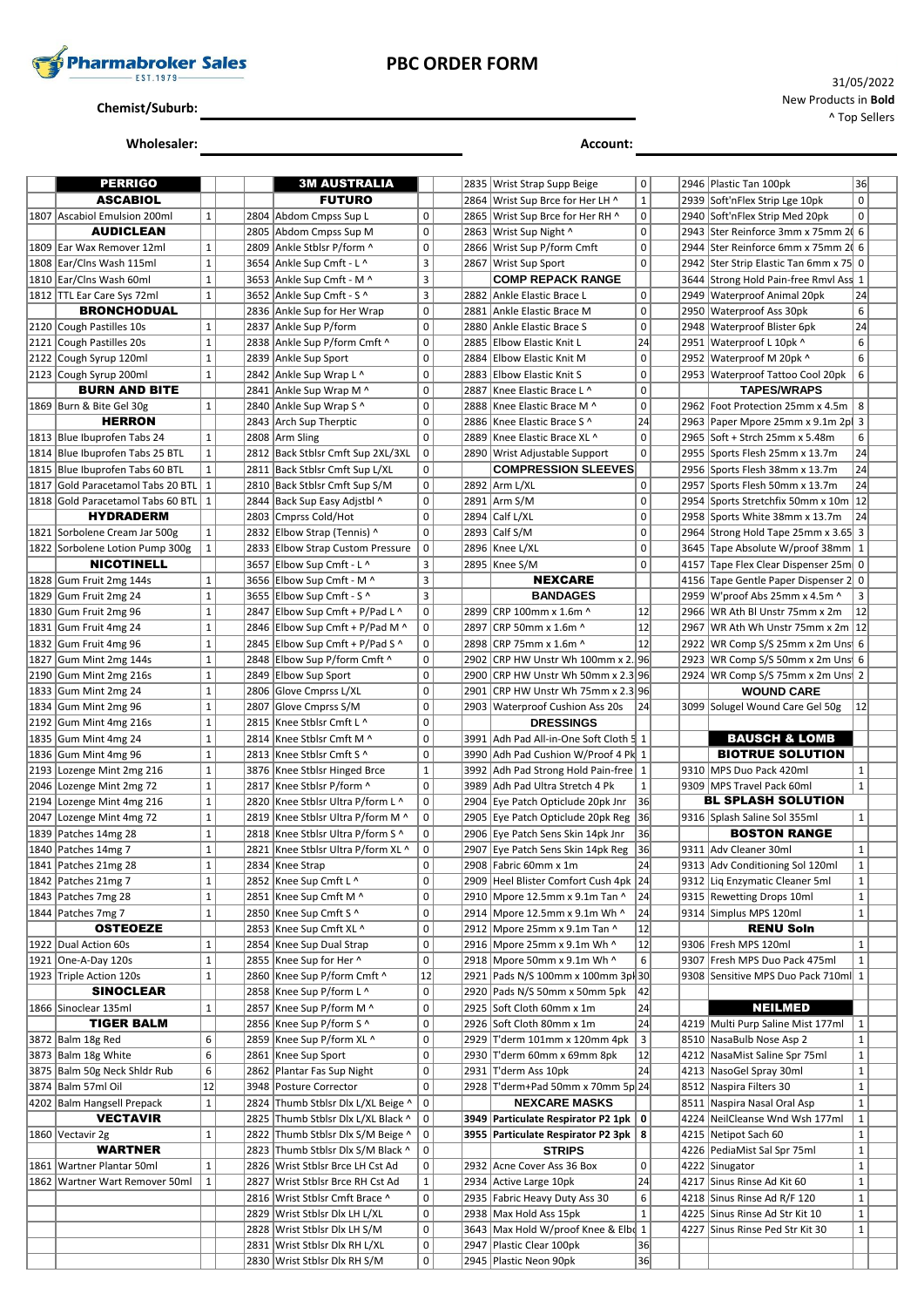# PBC ORDER FORM

Pharmabroker Sales EST.1979

31/05/2022
New Products in **Bold**
^ Top Sellers

Chemist/Suburb: ______________________

Wholesaler: ______________________ Account: ______________________

| Code | Product | Qty | |
|---|---|---|---|
| | **PERRIGO** | | |
| | **ASCABIOL** | | |
| 1807 | Ascabiol Emulsion 200ml | 1 | |
| | **AUDICLEAN** | | |
| 1809 | Ear Wax Remover 12ml | 1 | |
| 1808 | Ear/Clns Wash 115ml | 1 | |
| 1810 | Ear/Clns Wash 60ml | 1 | |
| 1812 | TTL Ear Care Sys 72ml | 1 | |
| | **BRONCHODUAL** | | |
| 2120 | Cough Pastilles 10s | 1 | |
| 2121 | Cough Pastilles 20s | 1 | |
| 2122 | Cough Syrup 120ml | 1 | |
| 2123 | Cough Syrup 200ml | 1 | |
| | **BURN AND BITE** | | |
| 1869 | Burn & Bite Gel 30g | 1 | |
| | **HERRON** | | |
| 1813 | Blue Ibuprofen Tabs 24 | 1 | |
| 1814 | Blue Ibuprofen Tabs 25 BTL | 1 | |
| 1815 | Blue Ibuprofen Tabs 60 BTL | 1 | |
| 1817 | Gold Paracetamol Tabs 20 BTL | 1 | |
| 1818 | Gold Paracetamol Tabs 60 BTL | 1 | |
| | **HYDRADERM** | | |
| 1821 | Sorbolene Cream Jar 500g | 1 | |
| 1822 | Sorbolene Lotion Pump 300g | 1 | |
| | **NICOTINELL** | | |
| 1828 | Gum Fruit 2mg 144s | 1 | |
| 1829 | Gum Fruit 2mg 24 | 1 | |
| 1830 | Gum Fruit 2mg 96 | 1 | |
| 1831 | Gum Fruit 4mg 24 | 1 | |
| 1832 | Gum Fruit 4mg 96 | 1 | |
| 1827 | Gum Mint 2mg 144s | 1 | |
| 2190 | Gum Mint 2mg 216s | 1 | |
| 1833 | Gum Mint 2mg 24 | 1 | |
| 1834 | Gum Mint 2mg 96 | 1 | |
| 2192 | Gum Mint 4mg 216s | 1 | |
| 1835 | Gum Mint 4mg 24 | 1 | |
| 1836 | Gum Mint 4mg 96 | 1 | |
| 2193 | Lozenge Mint 2mg 216 | 1 | |
| 2046 | Lozenge Mint 2mg 72 | 1 | |
| 2194 | Lozenge Mint 4mg 216 | 1 | |
| 2047 | Lozenge Mint 4mg 72 | 1 | |
| 1839 | Patches 14mg 28 | 1 | |
| 1840 | Patches 14mg 7 | 1 | |
| 1841 | Patches 21mg 28 | 1 | |
| 1842 | Patches 21mg 7 | 1 | |
| 1843 | Patches 7mg 28 | 1 | |
| 1844 | Patches 7mg 7 | 1 | |
| | **OSTEOEZE** | | |
| 1922 | Dual Action 60s | 1 | |
| 1921 | One-A-Day 120s | 1 | |
| 1923 | Triple Action 120s | 1 | |
| | **SINOCLEAR** | | |
| 1866 | Sinoclear 135ml | 1 | |
| | **TIGER BALM** | | |
| 3872 | Balm 18g Red | 6 | |
| 3873 | Balm 18g White | 6 | |
| 3875 | Balm 50g Neck Shldr Rub | 6 | |
| 3874 | Balm 57ml Oil | 12 | |
| 4202 | Balm Hangsell Prepack | 1 | |
| | **VECTAVIR** | | |
| 1860 | Vectavir 2g | 1 | |
| | **WARTNER** | | |
| 1861 | Wartner Plantar 50ml | 1 | |
| 1862 | Wartner Wart Remover 50ml | 1 | |

| Code | Product | Qty | |
|---|---|---|---|
| | **3M AUSTRALIA** | | |
| | **FUTURO** | | |
| 2804 | Abdom Cmpss Sup L | 0 | |
| 2805 | Abdom Cmpss Sup M | 0 | |
| 2809 | Ankle Stblsr P/form ^ | 0 | |
| 3654 | Ankle Sup Cmft - L ^ | 3 | |
| 3653 | Ankle Sup Cmft - M ^ | 3 | |
| 3652 | Ankle Sup Cmft - S ^ | 3 | |
| 2836 | Ankle Sup for Her Wrap | 0 | |
| 2837 | Ankle Sup P/form | 0 | |
| 2838 | Ankle Sup P/form Cmft ^ | 0 | |
| 2839 | Ankle Sup Sport | 0 | |
| 2842 | Ankle Sup Wrap L ^ | 0 | |
| 2841 | Ankle Sup Wrap M ^ | 0 | |
| 2840 | Ankle Sup Wrap S ^ | 0 | |
| 2843 | Arch Sup Therptic | 0 | |
| 2808 | Arm Sling | 0 | |
| 2812 | Back Stblsr Cmft Sup 2XL/3XL | 0 | |
| 2811 | Back Stblsr Cmft Sup L/XL | 0 | |
| 2810 | Back Stblsr Cmft Sup S/M | 0 | |
| 2844 | Back Sup Easy Adjstbl ^ | 0 | |
| 2803 | Cmprss Cold/Hot | 0 | |
| 2832 | Elbow Strap (Tennis) ^ | 0 | |
| 2833 | Elbow Strap Custom Pressure | 0 | |
| 3657 | Elbow Sup Cmft - L ^ | 3 | |
| 3656 | Elbow Sup Cmft - M ^ | 3 | |
| 3655 | Elbow Sup Cmft - S ^ | 3 | |
| 2847 | Elbow Sup Cmft + P/Pad L ^ | 0 | |
| 2846 | Elbow Sup Cmft + P/Pad M ^ | 0 | |
| 2845 | Elbow Sup Cmft + P/Pad S ^ | 0 | |
| 2848 | Elbow Sup P/form Cmft ^ | 0 | |
| 2849 | Elbow Sup Sport | 0 | |
| 2806 | Glove Cmprss L/XL | 0 | |
| 2807 | Glove Cmprss S/M | 0 | |
| 2815 | Knee Stblsr Cmft L ^ | 0 | |
| 2814 | Knee Stblsr Cmft M ^ | 0 | |
| 2813 | Knee Stblsr Cmft S ^ | 0 | |
| 3876 | Knee Stblsr Hinged Brce | 1 | |
| 2817 | Knee Stblsr P/form ^ | 0 | |
| 2820 | Knee Stblsr Ultra P/form L ^ | 0 | |
| 2819 | Knee Stblsr Ultra P/form M ^ | 0 | |
| 2818 | Knee Stblsr Ultra P/form S ^ | 0 | |
| 2821 | Knee Stblsr Ultra P/form XL ^ | 0 | |
| 2834 | Knee Strap | 0 | |
| 2852 | Knee Sup Cmft L ^ | 0 | |
| 2851 | Knee Sup Cmft M ^ | 0 | |
| 2850 | Knee Sup Cmft S ^ | 0 | |
| 2853 | Knee Sup Cmft XL ^ | 0 | |
| 2854 | Knee Sup Dual Strap | 0 | |
| 2855 | Knee Sup for Her ^ | 0 | |
| 2860 | Knee Sup P/form Cmft ^ | 12 | |
| 2858 | Knee Sup P/form L ^ | 0 | |
| 2857 | Knee Sup P/form M ^ | 0 | |
| 2856 | Knee Sup P/form S ^ | 0 | |
| 2859 | Knee Sup P/form XL ^ | 0 | |
| 2861 | Knee Sup Sport | 0 | |
| 2862 | Plantar Fas Sup Night | 0 | |
| 3948 | Posture Corrector | 0 | |
| 2824 | Thumb Stblsr Dlx L/XL Beige ^ | 0 | |
| 2825 | Thumb Stblsr Dlx L/XL Black ^ | 0 | |
| 2822 | Thumb Stblsr Dlx S/M Beige ^ | 0 | |
| 2823 | Thumb Stblsr Dlx S/M Black ^ | 0 | |
| 2826 | Wrist Stblsr Brce LH Cst Ad | 0 | |
| 2827 | Wrist Stblsr Brce RH Cst Ad | 1 | |
| 2816 | Wrist Stblsr Cmft Brace ^ | 0 | |
| 2829 | Wrist Stblsr Dlx LH L/XL | 0 | |
| 2828 | Wrist Stblsr Dlx LH S/M | 0 | |
| 2831 | Wrist Stblsr Dlx RH L/XL | 0 | |
| 2830 | Wrist Stblsr Dlx RH S/M | 0 | |

| Code | Product | Qty | |
|---|---|---|---|
| 2835 | Wrist Strap Supp Beige | 0 | |
| 2864 | Wrist Sup Brce for Her LH ^ | 1 | |
| 2865 | Wrist Sup Brce for Her RH ^ | 0 | |
| 2863 | Wrist Sup Night ^ | 0 | |
| 2866 | Wrist Sup P/form Cmft | 0 | |
| 2867 | Wrist Sup Sport | 0 | |
| | **COMP REPACK RANGE** | | |
| 2882 | Ankle Elastic Brace L | 0 | |
| 2881 | Ankle Elastic Brace M | 0 | |
| 2880 | Ankle Elastic Brace S | 0 | |
| 2885 | Elbow Elastic Knit L | 24 | |
| 2884 | Elbow Elastic Knit M | 0 | |
| 2883 | Elbow Elastic Knit S | 0 | |
| 2887 | Knee Elastic Brace L ^ | 0 | |
| 2888 | Knee Elastic Brace M ^ | 0 | |
| 2886 | Knee Elastic Brace S ^ | 24 | |
| 2889 | Knee Elastic Brace XL ^ | 0 | |
| 2890 | Wrist Adjustable Support | 0 | |
| | **COMPRESSION SLEEVES** | | |
| 2892 | Arm L/XL | 0 | |
| 2891 | Arm S/M | 0 | |
| 2894 | Calf L/XL | 0 | |
| 2893 | Calf S/M | 0 | |
| 2896 | Knee L/XL | 0 | |
| 2895 | Knee S/M | 0 | |
| | **NEXCARE** | | |
| | **BANDAGES** | | |
| 2899 | CRP 100mm x 1.6m ^ | 12 | |
| 2897 | CRP 50mm x 1.6m ^ | 12 | |
| 2898 | CRP 75mm x 1.6m ^ | 12 | |
| 2902 | CRP HW Unstr Wh 100mm x 2. | 96 | |
| 2900 | CRP HW Unstr Wh 50mm x 2.3 | 96 | |
| 2901 | CRP HW Unstr Wh 75mm x 2.3 | 96 | |
| 2903 | Waterproof Cushion Ass 20s | 24 | |
| | **DRESSINGS** | | |
| 3991 | Adh Pad All-in-One Soft Cloth 5 | 1 | |
| 3990 | Adh Pad Cushion W/Proof 4 Pk | 1 | |
| 3992 | Adh Pad Strong Hold Pain-free | 1 | |
| 3989 | Adh Pad Ultra Stretch 4 Pk | 1 | |
| 2904 | Eye Patch Opticlude 20pk Jnr | 36 | |
| 2905 | Eye Patch Opticlude 20pk Reg | 36 | |
| 2906 | Eye Patch Sens Skin 14pk Jnr | 36 | |
| 2907 | Eye Patch Sens Skin 14pk Reg | 36 | |
| 2908 | Fabric 60mm x 1m | 24 | |
| 2909 | Heel Blister Comfort Cush 4pk | 24 | |
| 2910 | Mpore 12.5mm x 9.1m Tan ^ | 24 | |
| 2914 | Mpore 12.5mm x 9.1m Wh ^ | 24 | |
| 2912 | Mpore 25mm x 9.1m Tan ^ | 12 | |
| 2916 | Mpore 25mm x 9.1m Wh ^ | 12 | |
| 2918 | Mpore 50mm x 9.1m Wh ^ | 6 | |
| 2921 | Pads N/S 100mm x 100mm 3pk | 30 | |
| 2920 | Pads N/S 50mm x 50mm 5pk | 42 | |
| 2925 | Soft Cloth 60mm x 1m | 24 | |
| 2926 | Soft Cloth 80mm x 1m | 24 | |
| 2929 | T'derm 101mm x 120mm 4pk | 3 | |
| 2930 | T'derm 60mm x 69mm 8pk | 12 | |
| 2931 | T'derm Ass 10pk | 24 | |
| 2928 | T'derm+Pad 50mm x 70mm 5p | 24 | |
| | **NEXCARE MASKS** | | |
| **3949** | **Particulate Respirator P2 1pk** | **0** | |
| **3955** | **Particulate Respirator P2 3pk** | **8** | |
| | **STRIPS** | | |
| 2932 | Acne Cover Ass 36 Box | 0 | |
| 2934 | Active Large 10pk | 24 | |
| 2935 | Fabric Heavy Duty Ass 30 | 6 | |
| 2938 | Max Hold Ass 15pk | 1 | |
| 3643 | Max Hold W/proof Knee & Elbo | 1 | |
| 2947 | Plastic Clear 100pk | 36 | |
| 2945 | Plastic Neon 90pk | 36 | |

| Code | Product | Qty | |
|---|---|---|---|
| 2946 | Plastic Tan 100pk | 36 | |
| 2939 | Soft'nFlex Strip Lge 10pk | 0 | |
| 2940 | Soft'nFlex Strip Med 20pk | 0 | |
| 2943 | Ster Reinforce 3mm x 75mm 20 | 6 | |
| 2944 | Ster Reinforce 6mm x 75mm 20 | 6 | |
| 2942 | Ster Strip Elastic Tan 6mm x 75 | 0 | |
| 3644 | Strong Hold Pain-free Rmvl Ass | 1 | |
| 2949 | Waterproof Animal 20pk | 24 | |
| 2950 | Waterproof Ass 30pk | 6 | |
| 2948 | Waterproof Blister 6pk | 24 | |
| 2951 | Waterproof L 10pk ^ | 6 | |
| 2952 | Waterproof M 20pk ^ | 6 | |
| 2953 | Waterproof Tattoo Cool 20pk | 6 | |
| | **TAPES/WRAPS** | | |
| 2962 | Foot Protection 25mm x 4.5m | 8 | |
| 2963 | Paper Mpore 25mm x 9.1m 2pk | 3 | |
| 2965 | Soft + Strch 25mm x 5.48m | 6 | |
| 2955 | Sports Flesh 25mm x 13.7m | 24 | |
| 2956 | Sports Flesh 38mm x 13.7m | 24 | |
| 2957 | Sports Flesh 50mm x 13.7m | 24 | |
| 2954 | Sports Stretchfix 50mm x 10m | 12 | |
| 2958 | Sports White 38mm x 13.7m | 24 | |
| 2964 | Strong Hold Tape 25mm x 3.65 | 3 | |
| 3645 | Tape Absolute W/proof 38mm | 1 | |
| 4157 | Tape Flex Clear Dispenser 25m | 0 | |
| 4156 | Tape Gentle Paper Dispenser 2 | 0 | |
| 2959 | W'proof Abs 25mm x 4.5m ^ | 3 | |
| 2966 | WR Ath Bl Unstr 75mm x 2m | 12 | |
| 2967 | WR Ath Wh Unstr 75mm x 2m | 12 | |
| 2922 | WR Comp S/S 25mm x 2m Uns | 6 | |
| 2923 | WR Comp S/S 50mm x 2m Uns | 6 | |
| 2924 | WR Comp S/S 75mm x 2m Uns | 2 | |
| | **WOUND CARE** | | |
| 3099 | Solugel Wound Care Gel 50g | 12 | |
| | | | |
| | **BAUSCH & LOMB** | | |
| | **BIOTRUE SOLUTION** | | |
| 9310 | MPS Duo Pack 420ml | 1 | |
| 9309 | MPS Travel Pack 60ml | 1 | |
| | **BL SPLASH SOLUTION** | | |
| 9316 | Splash Saline Sol 355ml | 1 | |
| | **BOSTON RANGE** | | |
| 9311 | Adv Cleaner 30ml | 1 | |
| 9313 | Adv Conditioning Sol 120ml | 1 | |
| 9312 | Liq Enzymatic Cleaner 5ml | 1 | |
| 9315 | Rewetting Drops 10ml | 1 | |
| 9314 | Simplus MPS 120ml | 1 | |
| | **RENU Soln** | | |
| 9306 | Fresh MPS 120ml | 1 | |
| 9307 | Fresh MPS Duo Pack 475ml | 1 | |
| 9308 | Sensitive MPS Duo Pack 710ml | 1 | |
| | | | |
| | **NEILMED** | | |
| 4219 | Multi Purp Saline Mist 177ml | 1 | |
| 8510 | NasaBulb Nose Asp 2 | 1 | |
| 4212 | NasaMist Saline Spr 75ml | 1 | |
| 4213 | NasoGel Spray 30ml | 1 | |
| 8512 | Naspira Filters 30 | 1 | |
| 8511 | Naspira Nasal Oral Asp | 1 | |
| 4224 | NeilCleanse Wnd Wsh 177ml | 1 | |
| 4215 | Netipot Sach 60 | 1 | |
| 4226 | PediaMist Sal Spr 75ml | 1 | |
| 4222 | Sinugator | 1 | |
| 4217 | Sinus Rinse Ad Kit 60 | 1 | |
| 4218 | Sinus Rinse Ad R/F 120 | 1 | |
| 4225 | Sinus Rinse Ad Str Kit 10 | 1 | |
| 4227 | Sinus Rinse Ped Str Kit 30 | 1 | |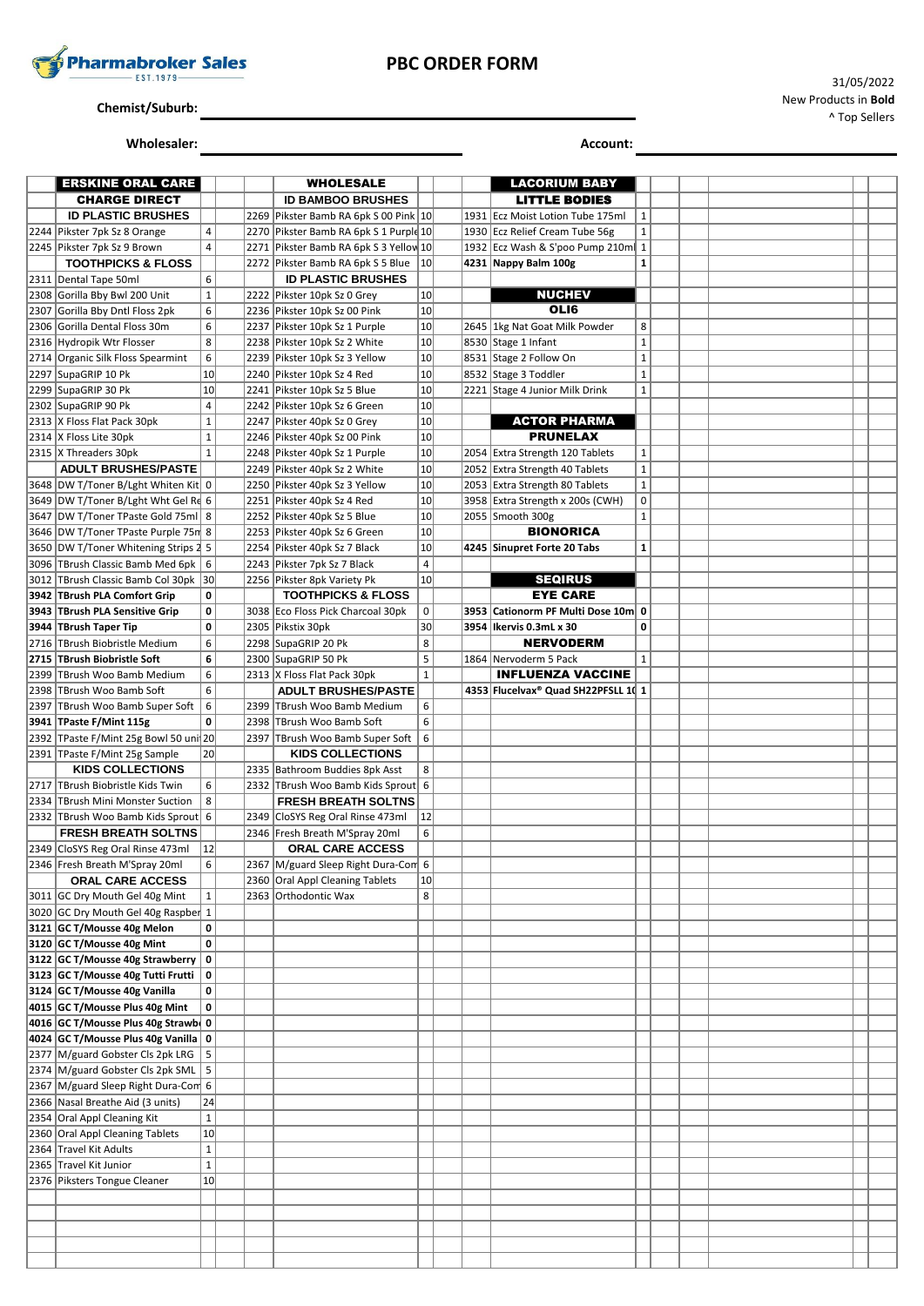**Pharmabroker Sales** EST. 1979

# PBC ORDER FORM

31/05/2022
New Products in **Bold**
^ Top Sellers

Chemist/Suburb: ____________________

Wholesaler: ____________________ Account: ____________________

| | | | | | | | | | | | |
|---|---|---|---|---|---|---|---|---|---|---|---|
| | **ERSKINE ORAL CARE** | | | | **WHOLESALE** | | | | **LACORIUM BABY** | | |
| | **CHARGE DIRECT** | | | | **ID BAMBOO BRUSHES** | | | | **LITTLE BODIES** | | |
| | **ID PLASTIC BRUSHES** | | | 2269 | Pikster Bamb RA 6pk S 00 Pink | 10 | | 1931 | Ecz Moist Lotion Tube 175ml | 1 | |
| 2244 | Pikster 7pk Sz 8 Orange | 4 | | 2270 | Pikster Bamb RA 6pk S 1 Purple | 10 | | 1930 | Ecz Relief Cream Tube 56g | 1 | |
| 2245 | Pikster 7pk Sz 9 Brown | 4 | | 2271 | Pikster Bamb RA 6pk S 3 Yellow | 10 | | 1932 | Ecz Wash & S'poo Pump 210ml | 1 | |
| | **TOOTHPICKS & FLOSS** | | | 2272 | Pikster Bamb RA 6pk S 5 Blue | 10 | | **4231** | **Nappy Balm 100g** | **1** | |
| 2311 | Dental Tape 50ml | 6 | | | **ID PLASTIC BRUSHES** | | | | | | |
| 2308 | Gorilla Bby Bwl 200 Unit | 1 | | 2222 | Pikster 10pk Sz 0 Grey | 10 | | | **NUCHEV** | | |
| 2307 | Gorilla Bby Dntl Floss 2pk | 6 | | 2236 | Pikster 10pk Sz 00 Pink | 10 | | | **OLI6** | | |
| 2306 | Gorilla Dental Floss 30m | 6 | | 2237 | Pikster 10pk Sz 1 Purple | 10 | | 2645 | 1kg Nat Goat Milk Powder | 8 | |
| 2316 | Hydropik Wtr Flosser | 8 | | 2238 | Pikster 10pk Sz 2 White | 10 | | 8530 | Stage 1 Infant | 1 | |
| 2714 | Organic Silk Floss Spearmint | 6 | | 2239 | Pikster 10pk Sz 3 Yellow | 10 | | 8531 | Stage 2 Follow On | 1 | |
| 2297 | SupaGRIP 10 Pk | 10 | | 2240 | Pikster 10pk Sz 4 Red | 10 | | 8532 | Stage 3 Toddler | 1 | |
| 2299 | SupaGRIP 30 Pk | 10 | | 2241 | Pikster 10pk Sz 5 Blue | 10 | | 2221 | Stage 4 Junior Milk Drink | 1 | |
| 2302 | SupaGRIP 90 Pk | 4 | | 2242 | Pikster 10pk Sz 6 Green | 10 | | | | | |
| 2313 | X Floss Flat Pack 30pk | 1 | | 2247 | Pikster 40pk Sz 0 Grey | 10 | | | **ACTOR PHARMA** | | |
| 2314 | X Floss Lite 30pk | 1 | | 2246 | Pikster 40pk Sz 00 Pink | 10 | | | **PRUNELAX** | | |
| 2315 | X Threaders 30pk | 1 | | 2248 | Pikster 40pk Sz 1 Purple | 10 | | 2054 | Extra Strength 120 Tablets | 1 | |
| | **ADULT BRUSHES/PASTE** | | | 2249 | Pikster 40pk Sz 2 White | 10 | | 2052 | Extra Strength 40 Tablets | 1 | |
| 3648 | DW T/Toner B/Lght Whiten Kit | 0 | | 2250 | Pikster 40pk Sz 3 Yellow | 10 | | 2053 | Extra Strength 80 Tablets | 1 | |
| 3649 | DW T/Toner B/Lght Wht Gel Re | 6 | | 2251 | Pikster 40pk Sz 4 Red | 10 | | 3958 | Extra Strength x 200s (CWH) | 0 | |
| 3647 | DW T/Toner TPaste Gold 75ml | 8 | | 2252 | Pikster 40pk Sz 5 Blue | 10 | | 2055 | Smooth 300g | 1 | |
| 3646 | DW T/Toner TPaste Purple 75m | 8 | | 2253 | Pikster 40pk Sz 6 Green | 10 | | | **BIONORICA** | | |
| 3650 | DW T/Toner Whitening Strips 2 | 5 | | 2254 | Pikster 40pk Sz 7 Black | 10 | | **4245** | **Sinupret Forte 20 Tabs** | **1** | |
| 3096 | TBrush Classic Bamb Med 6pk | 6 | | 2243 | Pikster 7pk Sz 7 Black | 4 | | | | | |
| 3012 | TBrush Classic Bamb Col 30pk | 30 | | 2256 | Pikster 8pk Variety Pk | 10 | | | **SEQIRUS** | | |
| **3942** | **TBrush PLA Comfort Grip** | **0** | | | **TOOTHPICKS & FLOSS** | | | | **EYE CARE** | | |
| **3943** | **TBrush PLA Sensitive Grip** | **0** | | 3038 | Eco Floss Pick Charcoal 30pk | 0 | | **3953** | **Cationorm PF Multi Dose 10m** | **0** | |
| **3944** | **TBrush Taper Tip** | **0** | | 2305 | Pikstix 30pk | 30 | | **3954** | **Ikervis 0.3mL x 30** | **0** | |
| 2716 | TBrush Biobristle Medium | 6 | | 2298 | SupaGRIP 20 Pk | 8 | | | **NERVODERM** | | |
| **2715** | **TBrush Biobristle Soft** | **6** | | 2300 | SupaGRIP 50 Pk | 5 | | 1864 | Nervoderm 5 Pack | 1 | |
| 2399 | TBrush Woo Bamb Medium | 6 | | 2313 | X Floss Flat Pack 30pk | 1 | | | **INFLUENZA VACCINE** | | |
| 2398 | TBrush Woo Bamb Soft | 6 | | | **ADULT BRUSHES/PASTE** | | | **4353** | **Flucelvax® Quad SH22PFSLL 10** | **1** | |
| 2397 | TBrush Woo Bamb Super Soft | 6 | | 2399 | TBrush Woo Bamb Medium | 6 | | | | | |
| **3941** | **TPaste F/Mint 115g** | **0** | | 2398 | TBrush Woo Bamb Soft | 6 | | | | | |
| 2392 | TPaste F/Mint 25g Bowl 50 unit | 20 | | 2397 | TBrush Woo Bamb Super Soft | 6 | | | | | |
| 2391 | TPaste F/Mint 25g Sample | 20 | | | **KIDS COLLECTIONS** | | | | | | |
| | **KIDS COLLECTIONS** | | | 2335 | Bathroom Buddies 8pk Asst | 8 | | | | | |
| 2717 | TBrush Biobristle Kids Twin | 6 | | 2332 | TBrush Woo Bamb Kids Sprout | 6 | | | | | |
| 2334 | TBrush Mini Monster Suction | 8 | | | **FRESH BREATH SOLTNS** | | | | | | |
| 2332 | TBrush Woo Bamb Kids Sprout | 6 | | 2349 | CloSYS Reg Oral Rinse 473ml | 12 | | | | | |
| | **FRESH BREATH SOLTNS** | | | 2346 | Fresh Breath M'Spray 20ml | 6 | | | | | |
| 2349 | CloSYS Reg Oral Rinse 473ml | 12 | | | **ORAL CARE ACCESS** | | | | | | |
| 2346 | Fresh Breath M'Spray 20ml | 6 | | 2367 | M/guard Sleep Right Dura-Com | 6 | | | | | |
| | **ORAL CARE ACCESS** | | | 2360 | Oral Appl Cleaning Tablets | 10 | | | | | |
| 3011 | GC Dry Mouth Gel 40g Mint | 1 | | 2363 | Orthodontic Wax | 8 | | | | | |
| 3020 | GC Dry Mouth Gel 40g Raspber | 1 | | | | | | | | | |
| **3121** | **GC T/Mousse 40g Melon** | **0** | | | | | | | | | |
| **3120** | **GC T/Mousse 40g Mint** | **0** | | | | | | | | | |
| **3122** | **GC T/Mousse 40g Strawberry** | **0** | | | | | | | | | |
| **3123** | **GC T/Mousse 40g Tutti Frutti** | **0** | | | | | | | | | |
| **3124** | **GC T/Mousse 40g Vanilla** | **0** | | | | | | | | | |
| **4015** | **GC T/Mousse Plus 40g Mint** | **0** | | | | | | | | | |
| **4016** | **GC T/Mousse Plus 40g Strawb** | **0** | | | | | | | | | |
| **4024** | **GC T/Mousse Plus 40g Vanilla** | **0** | | | | | | | | | |
| 2377 | M/guard Gobster Cls 2pk LRG | 5 | | | | | | | | | |
| 2374 | M/guard Gobster Cls 2pk SML | 5 | | | | | | | | | |
| 2367 | M/guard Sleep Right Dura-Com | 6 | | | | | | | | | |
| 2366 | Nasal Breathe Aid (3 units) | 24 | | | | | | | | | |
| 2354 | Oral Appl Cleaning Kit | 1 | | | | | | | | | |
| 2360 | Oral Appl Cleaning Tablets | 10 | | | | | | | | | |
| 2364 | Travel Kit Adults | 1 | | | | | | | | | |
| 2365 | Travel Kit Junior | 1 | | | | | | | | | |
| 2376 | Piksters Tongue Cleaner | 10 | | | | | | | | | |